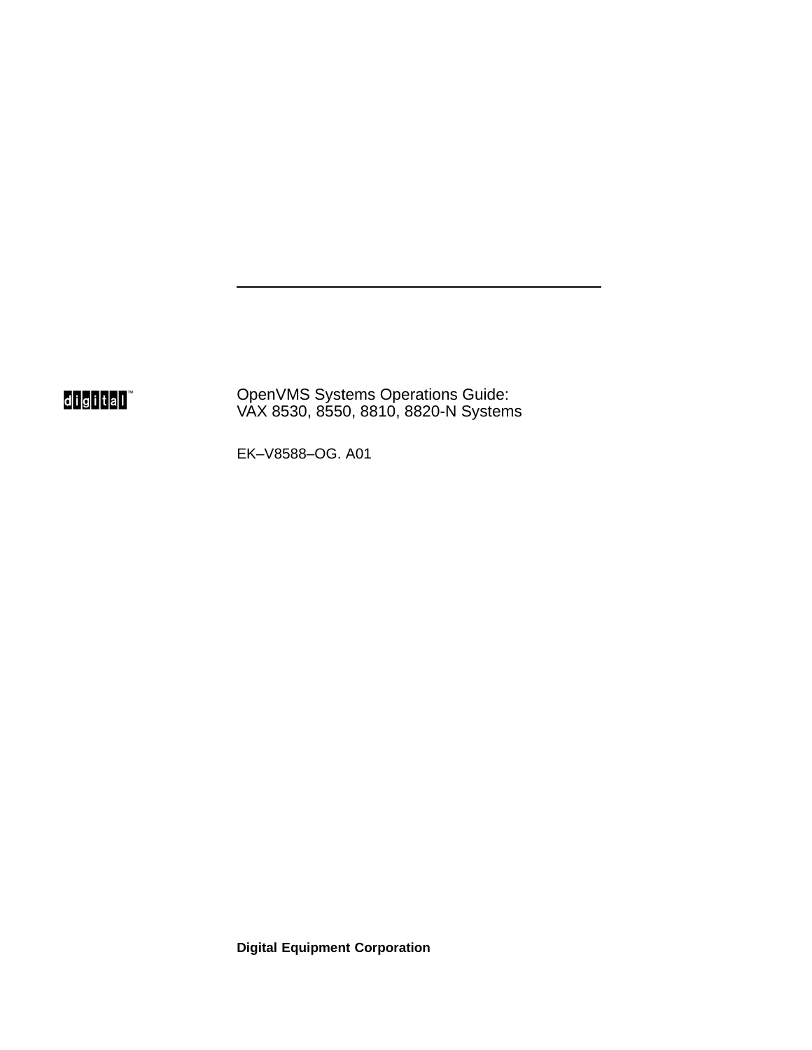# OpenVMS Systems Operations Guide: VAX 8530, 8550, 8810, 8820-N Systems

EK–V8588–OG. A01

**Digital Equipment Corporation**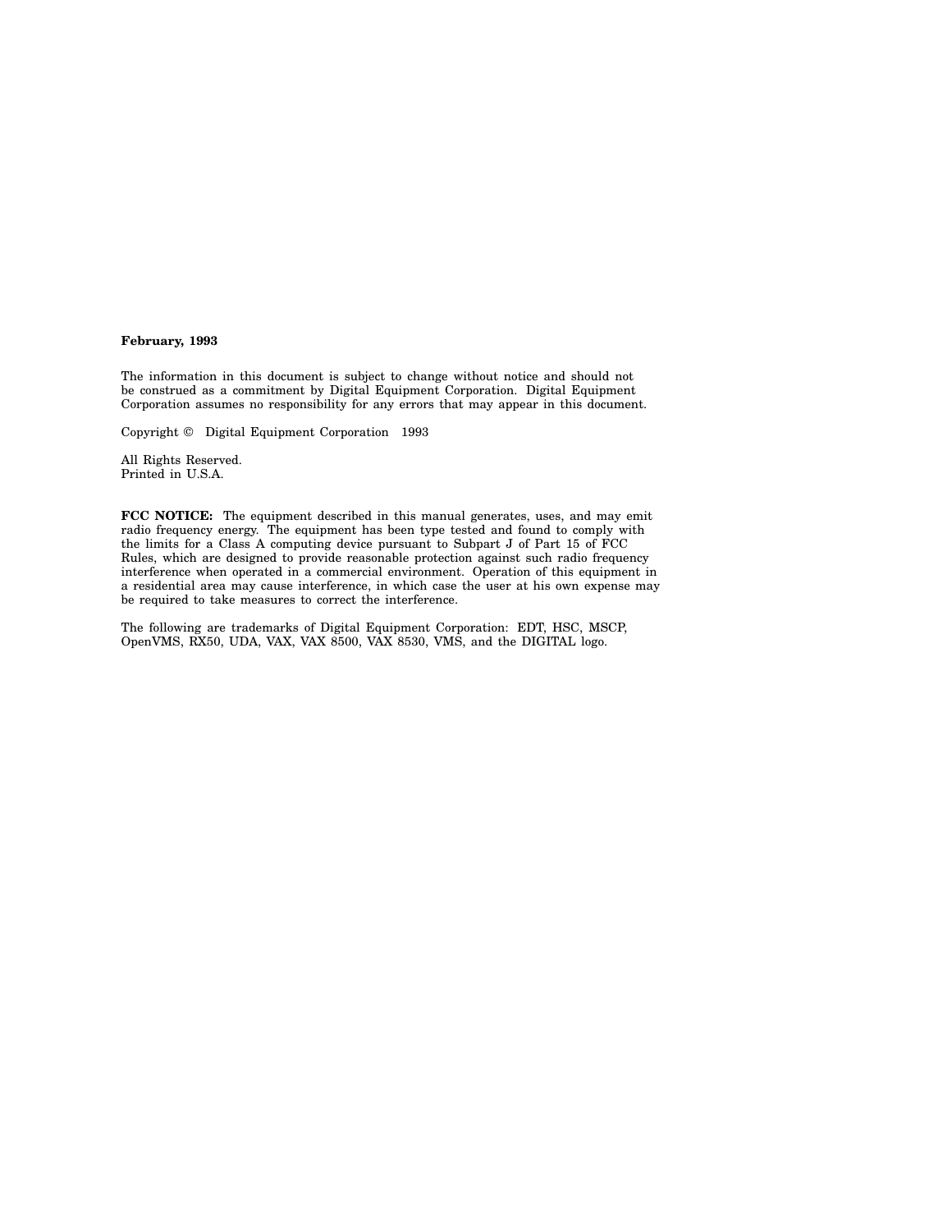**February, 1993**

The information in this document is subject to change without notice and should not be construed as a commitment by Digital Equipment Corporation. Digital Equipment Corporation assumes no responsibility for any errors that may appear in this document.

Copyright © Digital Equipment Corporation 1993

All Rights Reserved.
Printed in U.S.A.

**FCC NOTICE:** The equipment described in this manual generates, uses, and may emit radio frequency energy. The equipment has been type tested and found to comply with the limits for a Class A computing device pursuant to Subpart J of Part 15 of FCC Rules, which are designed to provide reasonable protection against such radio frequency interference when operated in a commercial environment. Operation of this equipment in a residential area may cause interference, in which case the user at his own expense may be required to take measures to correct the interference.

The following are trademarks of Digital Equipment Corporation: EDT, HSC, MSCP, OpenVMS, RX50, UDA, VAX, VAX 8500, VAX 8530, VMS, and the DIGITAL logo.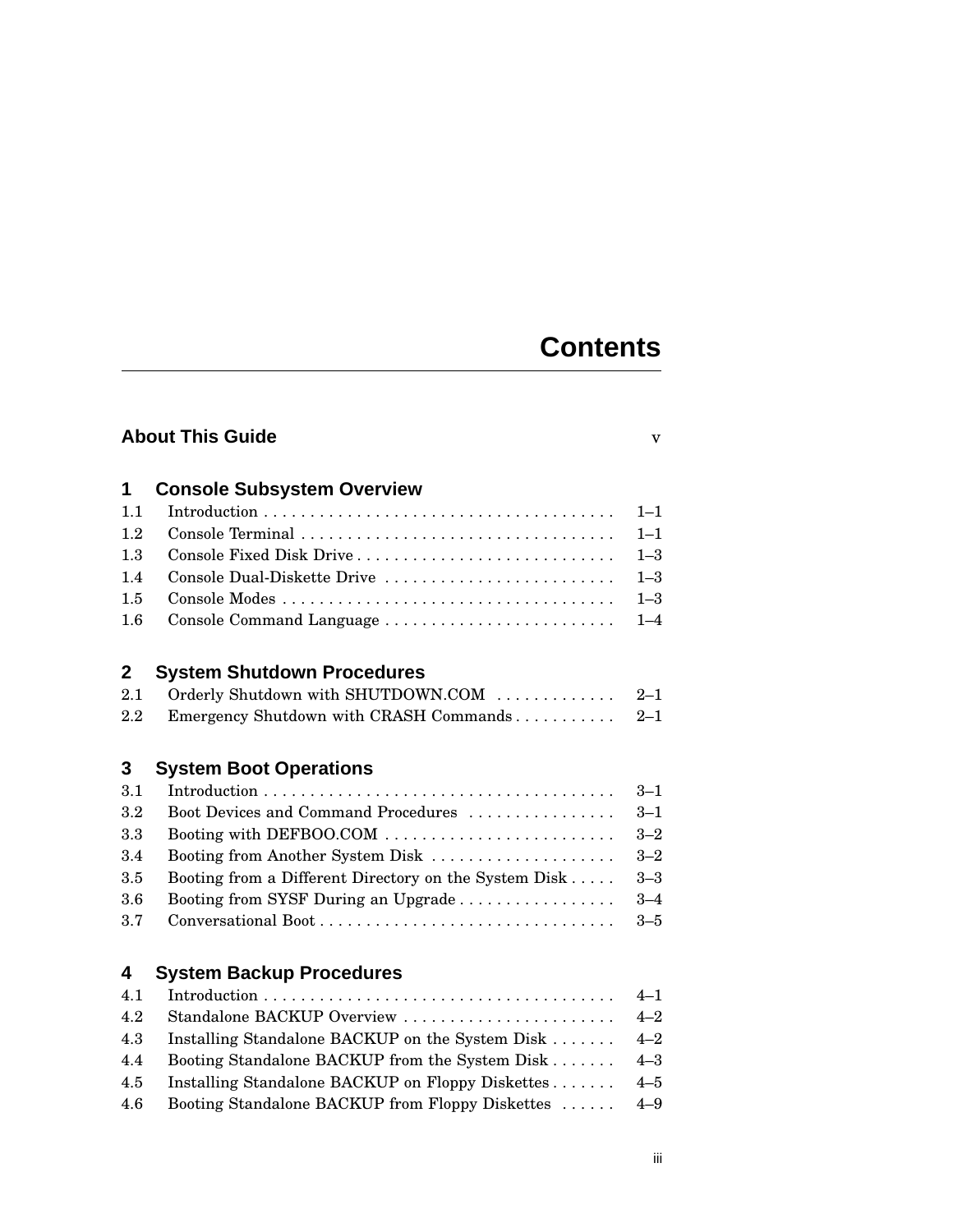# Contents

## About This Guide v

## 1 Console Subsystem Overview

| | | |
|---|---|---|
| 1.1 | Introduction | 1–1 |
| 1.2 | Console Terminal | 1–1 |
| 1.3 | Console Fixed Disk Drive | 1–3 |
| 1.4 | Console Dual-Diskette Drive | 1–3 |
| 1.5 | Console Modes | 1–3 |
| 1.6 | Console Command Language | 1–4 |

## 2 System Shutdown Procedures

| | | |
|---|---|---|
| 2.1 | Orderly Shutdown with SHUTDOWN.COM | 2–1 |
| 2.2 | Emergency Shutdown with CRASH Commands | 2–1 |

## 3 System Boot Operations

| | | |
|---|---|---|
| 3.1 | Introduction | 3–1 |
| 3.2 | Boot Devices and Command Procedures | 3–1 |
| 3.3 | Booting with DEFBOO.COM | 3–2 |
| 3.4 | Booting from Another System Disk | 3–2 |
| 3.5 | Booting from a Different Directory on the System Disk | 3–3 |
| 3.6 | Booting from SYSF During an Upgrade | 3–4 |
| 3.7 | Conversational Boot | 3–5 |

## 4 System Backup Procedures

| | | |
|---|---|---|
| 4.1 | Introduction | 4–1 |
| 4.2 | Standalone BACKUP Overview | 4–2 |
| 4.3 | Installing Standalone BACKUP on the System Disk | 4–2 |
| 4.4 | Booting Standalone BACKUP from the System Disk | 4–3 |
| 4.5 | Installing Standalone BACKUP on Floppy Diskettes | 4–5 |
| 4.6 | Booting Standalone BACKUP from Floppy Diskettes | 4–9 |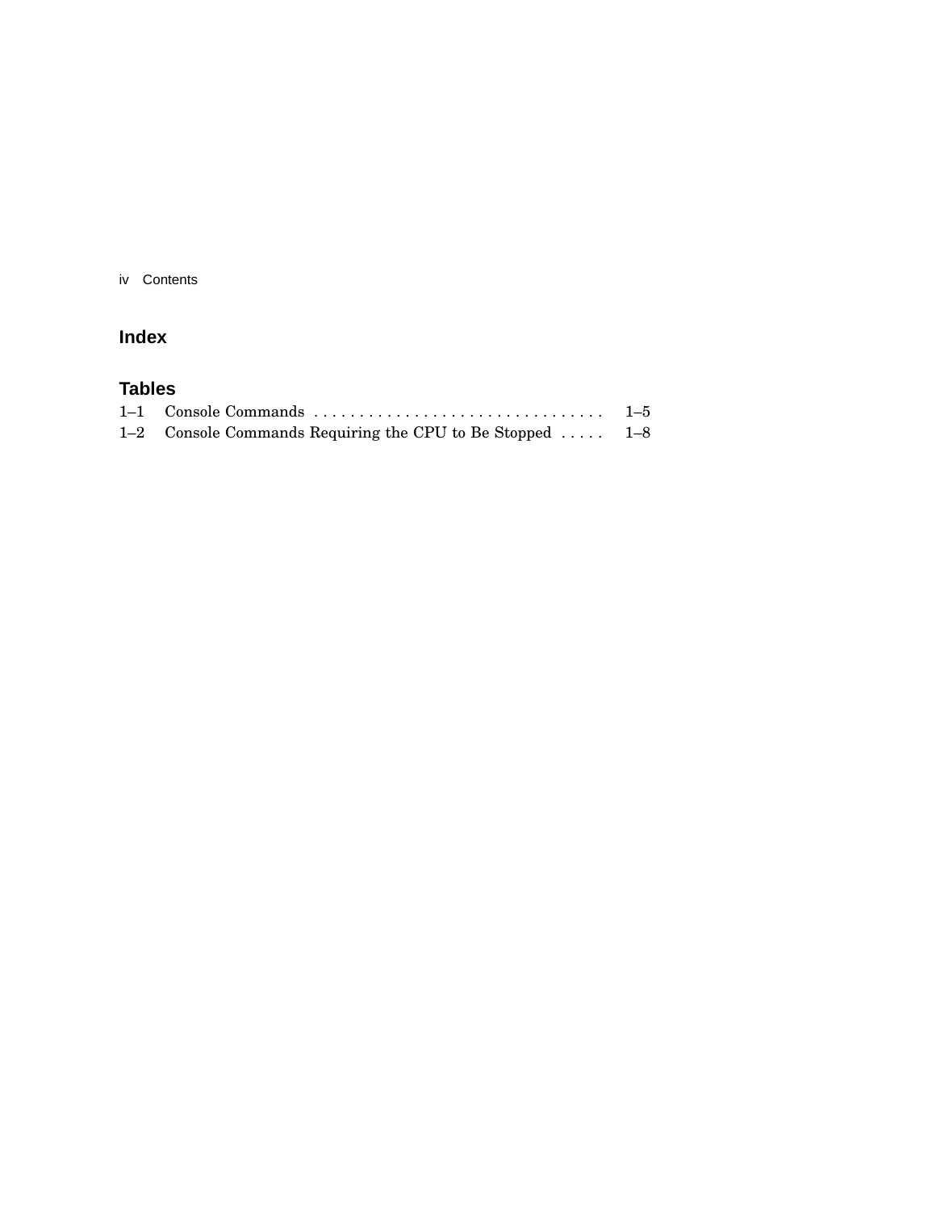## Index

## Tables

| | | |
|---|---|---|
| 1–1 | Console Commands | 1–5 |
| 1–2 | Console Commands Requiring the CPU to Be Stopped | 1–8 |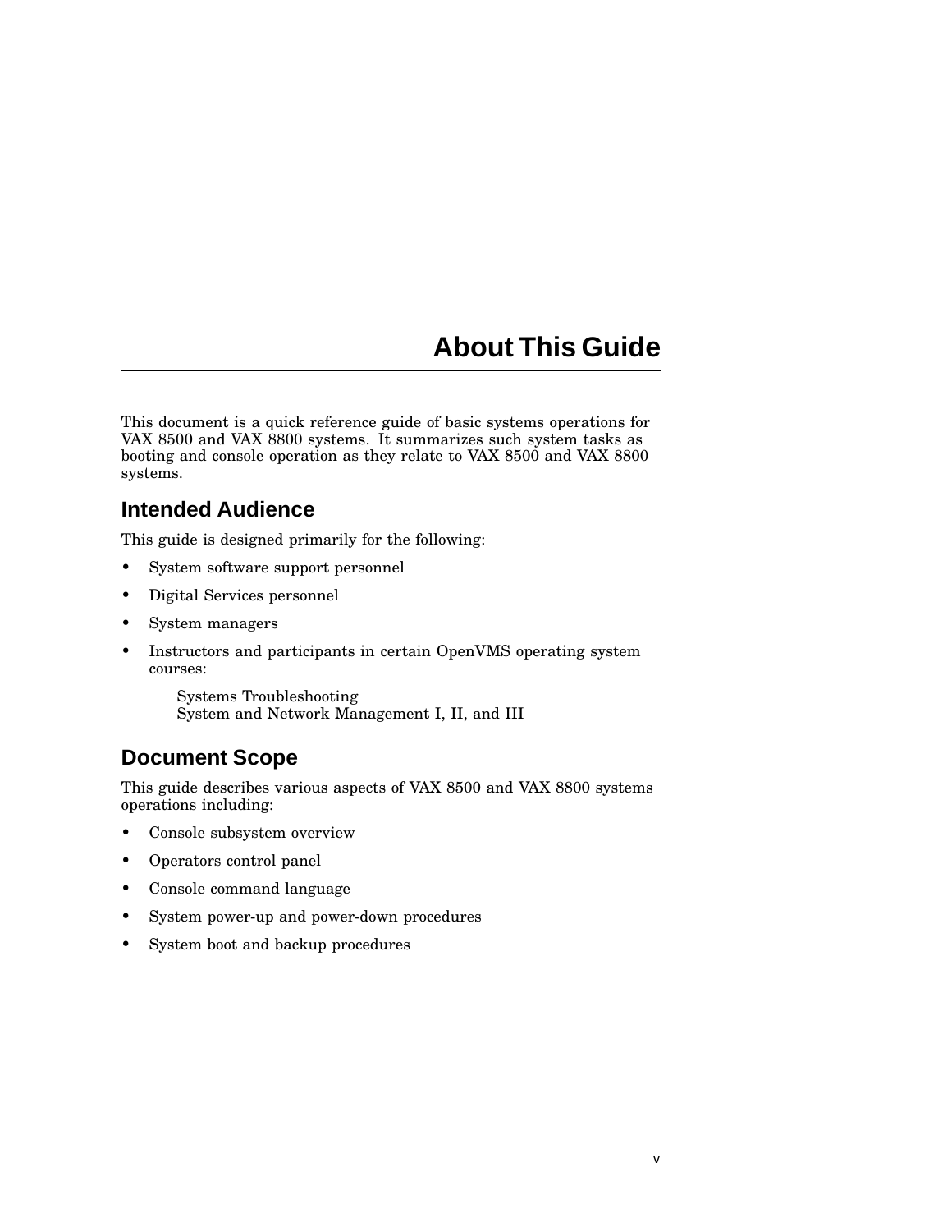# About This Guide

This document is a quick reference guide of basic systems operations for VAX 8500 and VAX 8800 systems. It summarizes such system tasks as booting and console operation as they relate to VAX 8500 and VAX 8800 systems.

## Intended Audience

This guide is designed primarily for the following:

- System software support personnel
- Digital Services personnel
- System managers
- Instructors and participants in certain OpenVMS operating system courses:

  Systems Troubleshooting
  System and Network Management I, II, and III

## Document Scope

This guide describes various aspects of VAX 8500 and VAX 8800 systems operations including:

- Console subsystem overview
- Operators control panel
- Console command language
- System power-up and power-down procedures
- System boot and backup procedures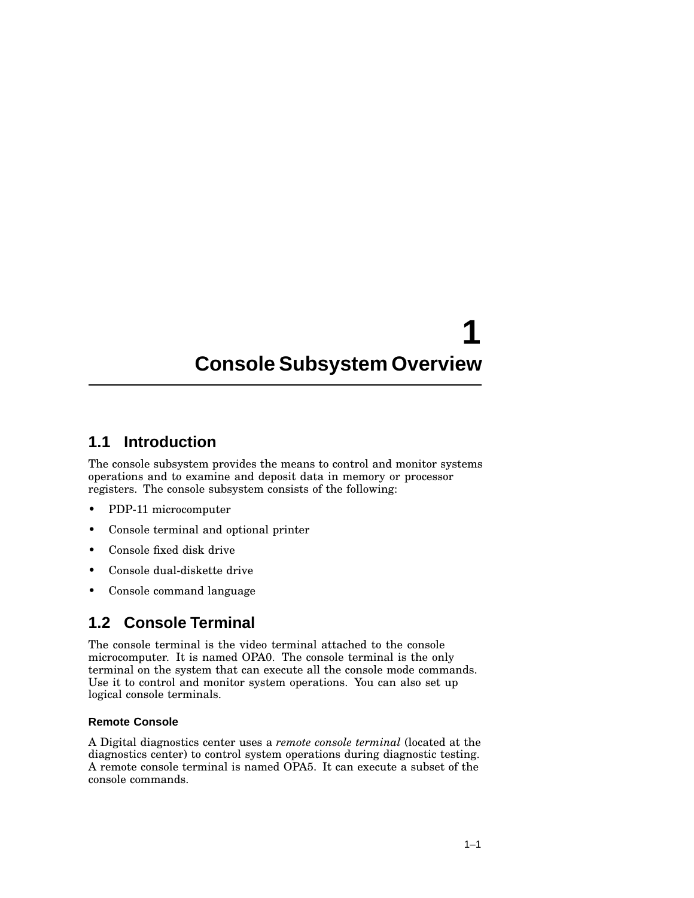# 1 Console Subsystem Overview

## 1.1 Introduction

The console subsystem provides the means to control and monitor systems operations and to examine and deposit data in memory or processor registers. The console subsystem consists of the following:

- PDP-11 microcomputer
- Console terminal and optional printer
- Console fixed disk drive
- Console dual-diskette drive
- Console command language

## 1.2 Console Terminal

The console terminal is the video terminal attached to the console microcomputer. It is named OPA0. The console terminal is the only terminal on the system that can execute all the console mode commands. Use it to control and monitor system operations. You can also set up logical console terminals.

### Remote Console

A Digital diagnostics center uses a *remote console terminal* (located at the diagnostics center) to control system operations during diagnostic testing. A remote console terminal is named OPA5. It can execute a subset of the console commands.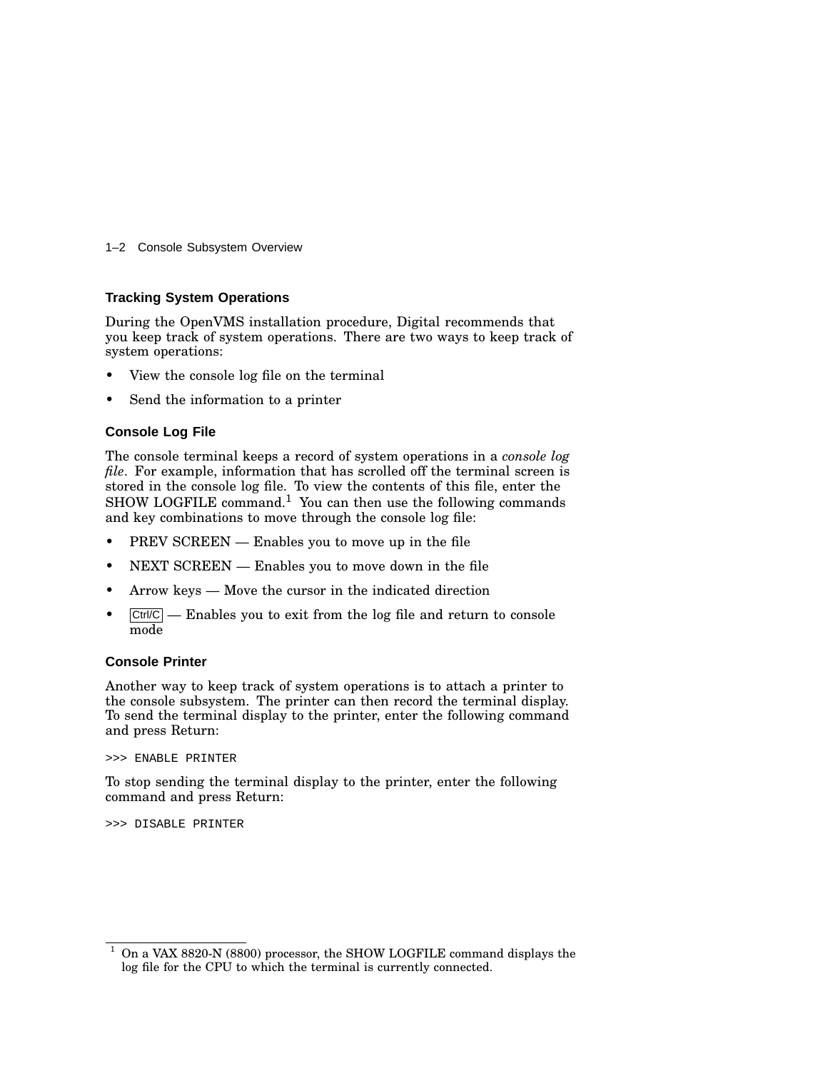## Tracking System Operations

During the OpenVMS installation procedure, Digital recommends that you keep track of system operations. There are two ways to keep track of system operations:

- View the console log file on the terminal
- Send the information to a printer

### Console Log File

The console terminal keeps a record of system operations in a *console log file*. For example, information that has scrolled off the terminal screen is stored in the console log file. To view the contents of this file, enter the SHOW LOGFILE command.[1] You can then use the following commands and key combinations to move through the console log file:

- PREV SCREEN — Enables you to move up in the file
- NEXT SCREEN — Enables you to move down in the file
- Arrow keys — Move the cursor in the indicated direction
- Ctrl/C — Enables you to exit from the log file and return to console mode

### Console Printer

Another way to keep track of system operations is to attach a printer to the console subsystem. The printer can then record the terminal display. To send the terminal display to the printer, enter the following command and press Return:

```
>>> ENABLE PRINTER
```

To stop sending the terminal display to the printer, enter the following command and press Return:

```
>>> DISABLE PRINTER
```

---

[1] On a VAX 8820-N (8800) processor, the SHOW LOGFILE command displays the log file for the CPU to which the terminal is currently connected.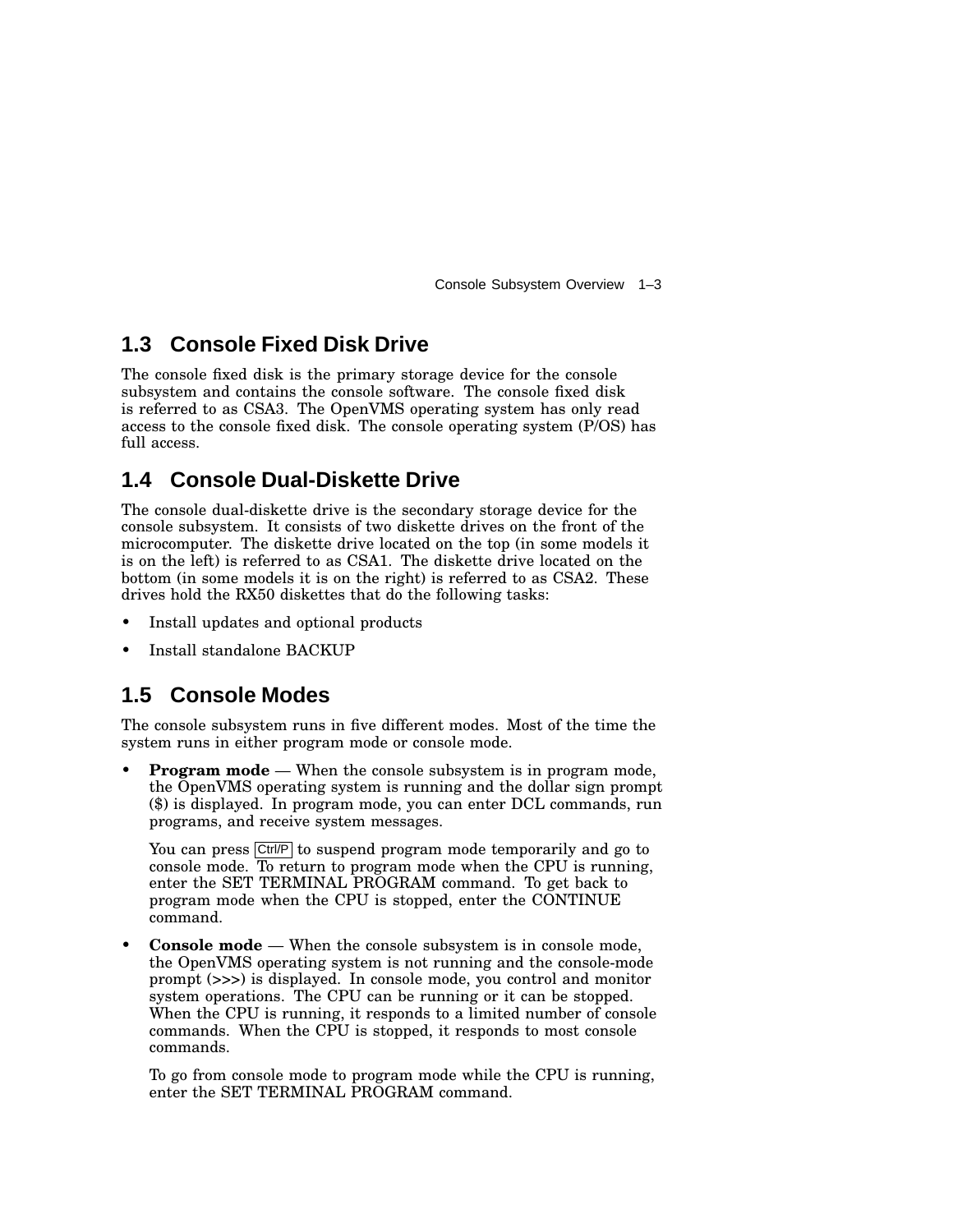## 1.3 Console Fixed Disk Drive

The console fixed disk is the primary storage device for the console subsystem and contains the console software. The console fixed disk is referred to as CSA3. The OpenVMS operating system has only read access to the console fixed disk. The console operating system (P/OS) has full access.

## 1.4 Console Dual-Diskette Drive

The console dual-diskette drive is the secondary storage device for the console subsystem. It consists of two diskette drives on the front of the microcomputer. The diskette drive located on the top (in some models it is on the left) is referred to as CSA1. The diskette drive located on the bottom (in some models it is on the right) is referred to as CSA2. These drives hold the RX50 diskettes that do the following tasks:

- Install updates and optional products
- Install standalone BACKUP

## 1.5 Console Modes

The console subsystem runs in five different modes. Most of the time the system runs in either program mode or console mode.

- **Program mode** — When the console subsystem is in program mode, the OpenVMS operating system is running and the dollar sign prompt ($) is displayed. In program mode, you can enter DCL commands, run programs, and receive system messages.

  You can press Ctrl/P to suspend program mode temporarily and go to console mode. To return to program mode when the CPU is running, enter the SET TERMINAL PROGRAM command. To get back to program mode when the CPU is stopped, enter the CONTINUE command.

- **Console mode** — When the console subsystem is in console mode, the OpenVMS operating system is not running and the console-mode prompt (>>>) is displayed. In console mode, you control and monitor system operations. The CPU can be running or it can be stopped. When the CPU is running, it responds to a limited number of console commands. When the CPU is stopped, it responds to most console commands.

  To go from console mode to program mode while the CPU is running, enter the SET TERMINAL PROGRAM command.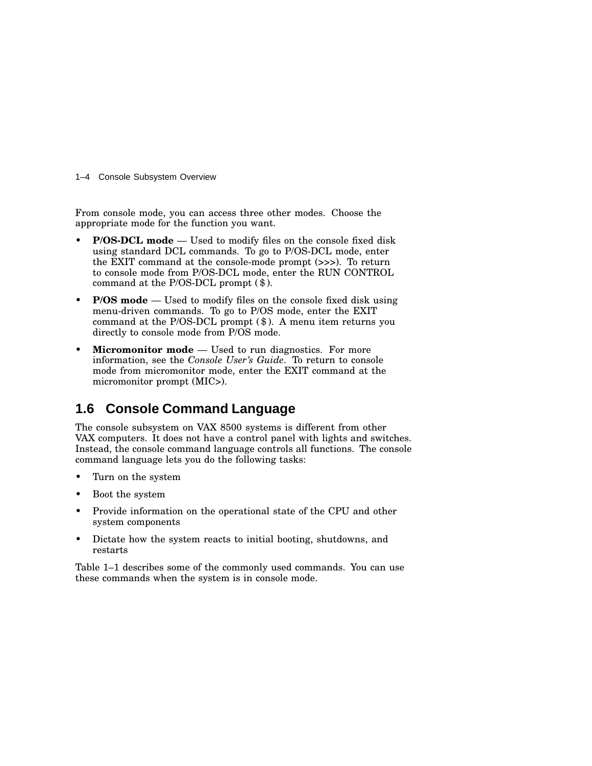From console mode, you can access three other modes. Choose the appropriate mode for the function you want.

- **P/OS-DCL mode** — Used to modify files on the console fixed disk using standard DCL commands. To go to P/OS-DCL mode, enter the EXIT command at the console-mode prompt (>>>). To return to console mode from P/OS-DCL mode, enter the RUN CONTROL command at the P/OS-DCL prompt ( $ ).
- **P/OS mode** — Used to modify files on the console fixed disk using menu-driven commands. To go to P/OS mode, enter the EXIT command at the P/OS-DCL prompt ( $ ). A menu item returns you directly to console mode from P/OS mode.
- **Micromonitor mode** — Used to run diagnostics. For more information, see the *Console User's Guide*. To return to console mode from micromonitor mode, enter the EXIT command at the micromonitor prompt (MIC>).

## 1.6 Console Command Language

The console subsystem on VAX 8500 systems is different from other VAX computers. It does not have a control panel with lights and switches. Instead, the console command language controls all functions. The console command language lets you do the following tasks:

- Turn on the system
- Boot the system
- Provide information on the operational state of the CPU and other system components
- Dictate how the system reacts to initial booting, shutdowns, and restarts

Table 1–1 describes some of the commonly used commands. You can use these commands when the system is in console mode.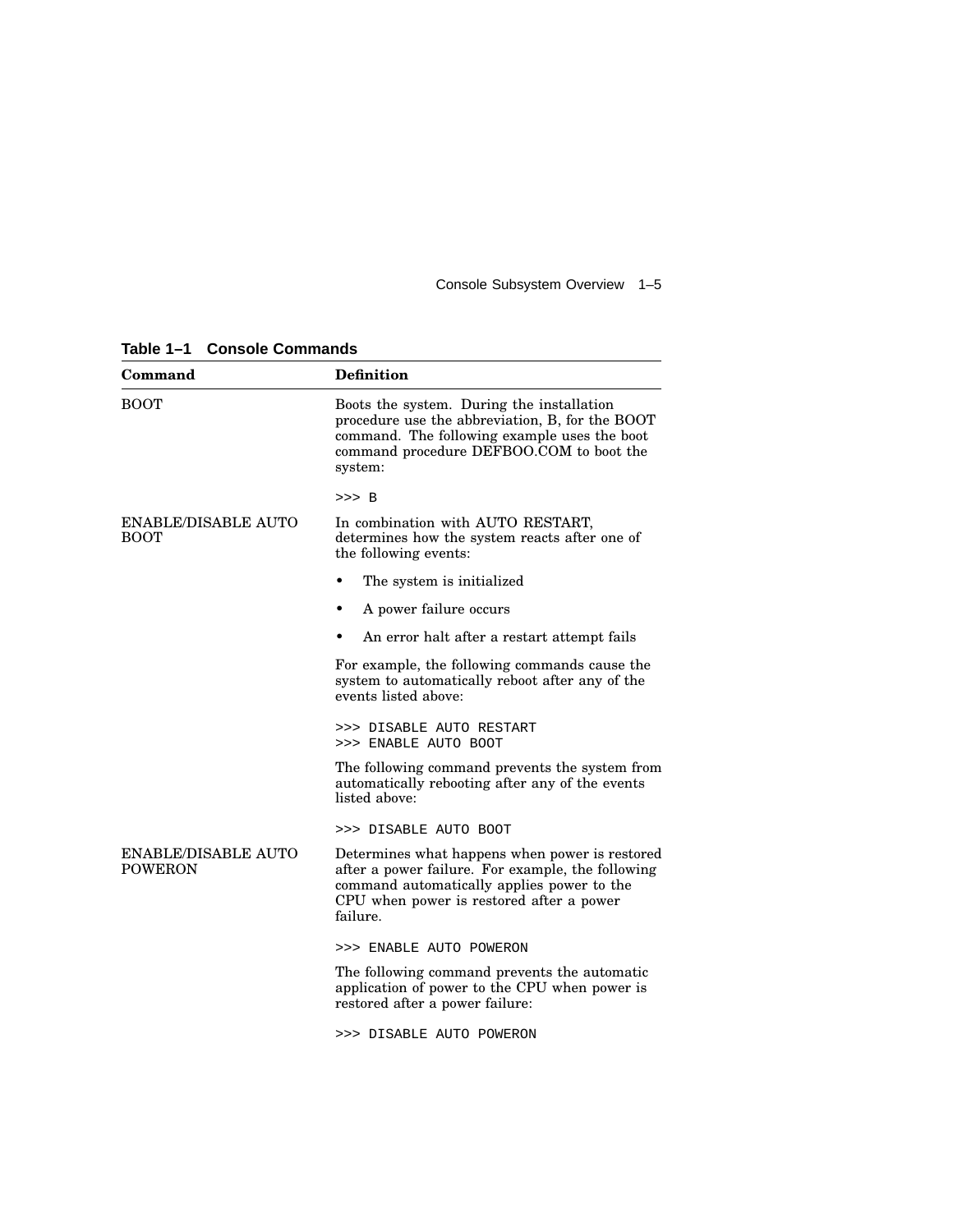**Table 1–1 Console Commands**

| Command | Definition |
|---|---|
| BOOT | Boots the system. During the installation procedure use the abbreviation, B, for the BOOT command. The following example uses the boot command procedure DEFBOO.COM to boot the system:<br><br>`>>> B` |
| ENABLE/DISABLE AUTO BOOT | In combination with AUTO RESTART, determines how the system reacts after one of the following events:<br><br>• The system is initialized<br>• A power failure occurs<br>• An error halt after a restart attempt fails<br><br>For example, the following commands cause the system to automatically reboot after any of the events listed above:<br><br>`>>> DISABLE AUTO RESTART`<br>`>>> ENABLE AUTO BOOT`<br><br>The following command prevents the system from automatically rebooting after any of the events listed above:<br><br>`>>> DISABLE AUTO BOOT` |
| ENABLE/DISABLE AUTO POWERON | Determines what happens when power is restored after a power failure. For example, the following command automatically applies power to the CPU when power is restored after a power failure.<br><br>`>>> ENABLE AUTO POWERON`<br><br>The following command prevents the automatic application of power to the CPU when power is restored after a power failure:<br><br>`>>> DISABLE AUTO POWERON` |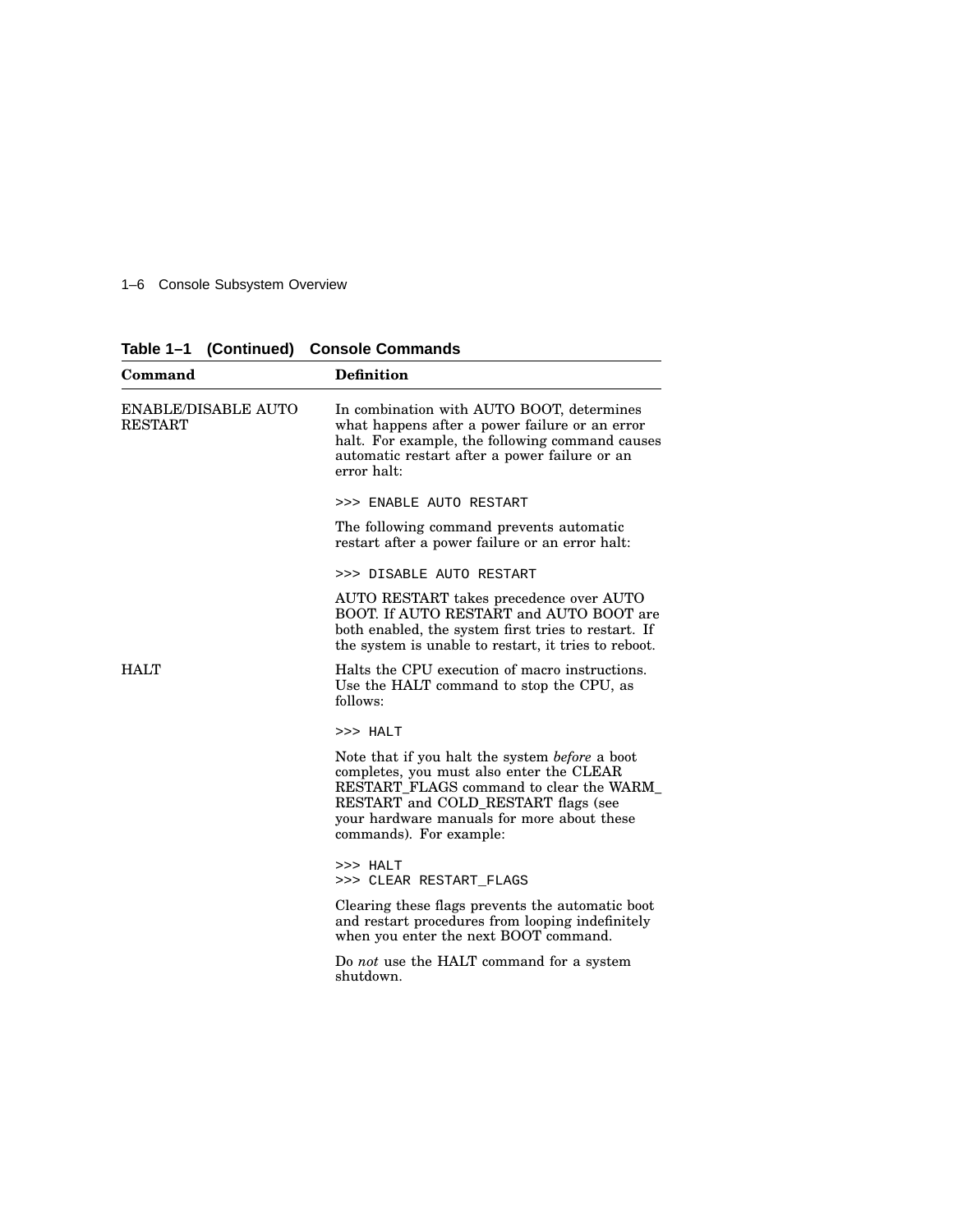**Table 1–1 (Continued) Console Commands**

| Command | Definition |
|---|---|
| ENABLE/DISABLE AUTO RESTART | In combination with AUTO BOOT, determines what happens after a power failure or an error halt. For example, the following command causes automatic restart after a power failure or an error halt:<br><br>`>>> ENABLE AUTO RESTART`<br><br>The following command prevents automatic restart after a power failure or an error halt:<br><br>`>>> DISABLE AUTO RESTART`<br><br>AUTO RESTART takes precedence over AUTO BOOT. If AUTO RESTART and AUTO BOOT are both enabled, the system first tries to restart. If the system is unable to restart, it tries to reboot. |
| HALT | Halts the CPU execution of macro instructions. Use the HALT command to stop the CPU, as follows:<br><br>`>>> HALT`<br><br>Note that if you halt the system *before* a boot completes, you must also enter the CLEAR RESTART_FLAGS command to clear the WARM_RESTART and COLD_RESTART flags (see your hardware manuals for more about these commands). For example:<br><br>`>>> HALT`<br>`>>> CLEAR RESTART_FLAGS`<br><br>Clearing these flags prevents the automatic boot and restart procedures from looping indefinitely when you enter the next BOOT command.<br><br>Do *not* use the HALT command for a system shutdown. |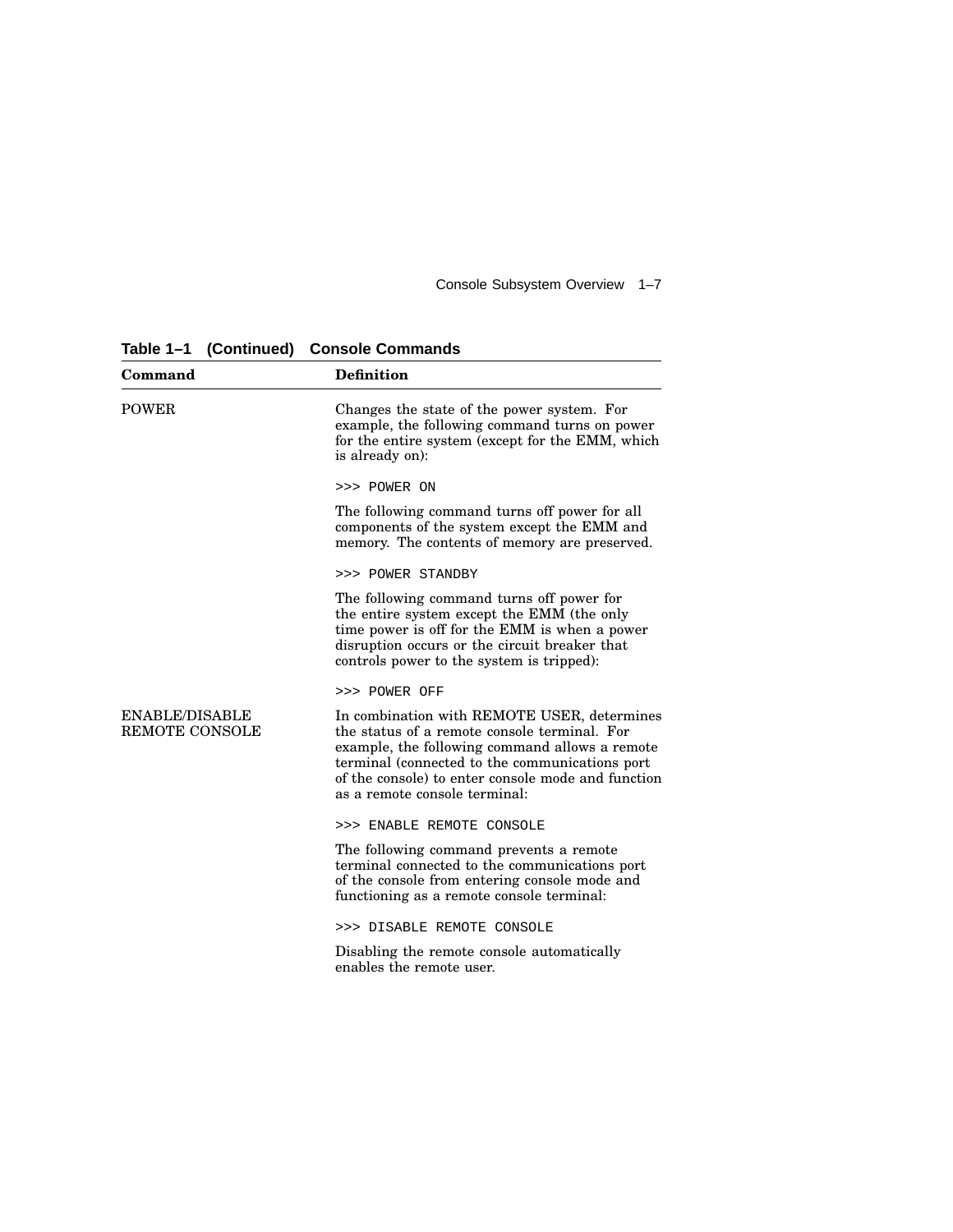**Table 1–1 (Continued) Console Commands**

| Command | Definition |
|---|---|
| POWER | Changes the state of the power system. For example, the following command turns on power for the entire system (except for the EMM, which is already on):<br><br>`>>> POWER ON`<br><br>The following command turns off power for all components of the system except the EMM and memory. The contents of memory are preserved.<br><br>`>>> POWER STANDBY`<br><br>The following command turns off power for the entire system except the EMM (the only time power is off for the EMM is when a power disruption occurs or the circuit breaker that controls power to the system is tripped):<br><br>`>>> POWER OFF` |
| ENABLE/DISABLE REMOTE CONSOLE | In combination with REMOTE USER, determines the status of a remote console terminal. For example, the following command allows a remote terminal (connected to the communications port of the console) to enter console mode and function as a remote console terminal:<br><br>`>>> ENABLE REMOTE CONSOLE`<br><br>The following command prevents a remote terminal connected to the communications port of the console from entering console mode and functioning as a remote console terminal:<br><br>`>>> DISABLE REMOTE CONSOLE`<br><br>Disabling the remote console automatically enables the remote user. |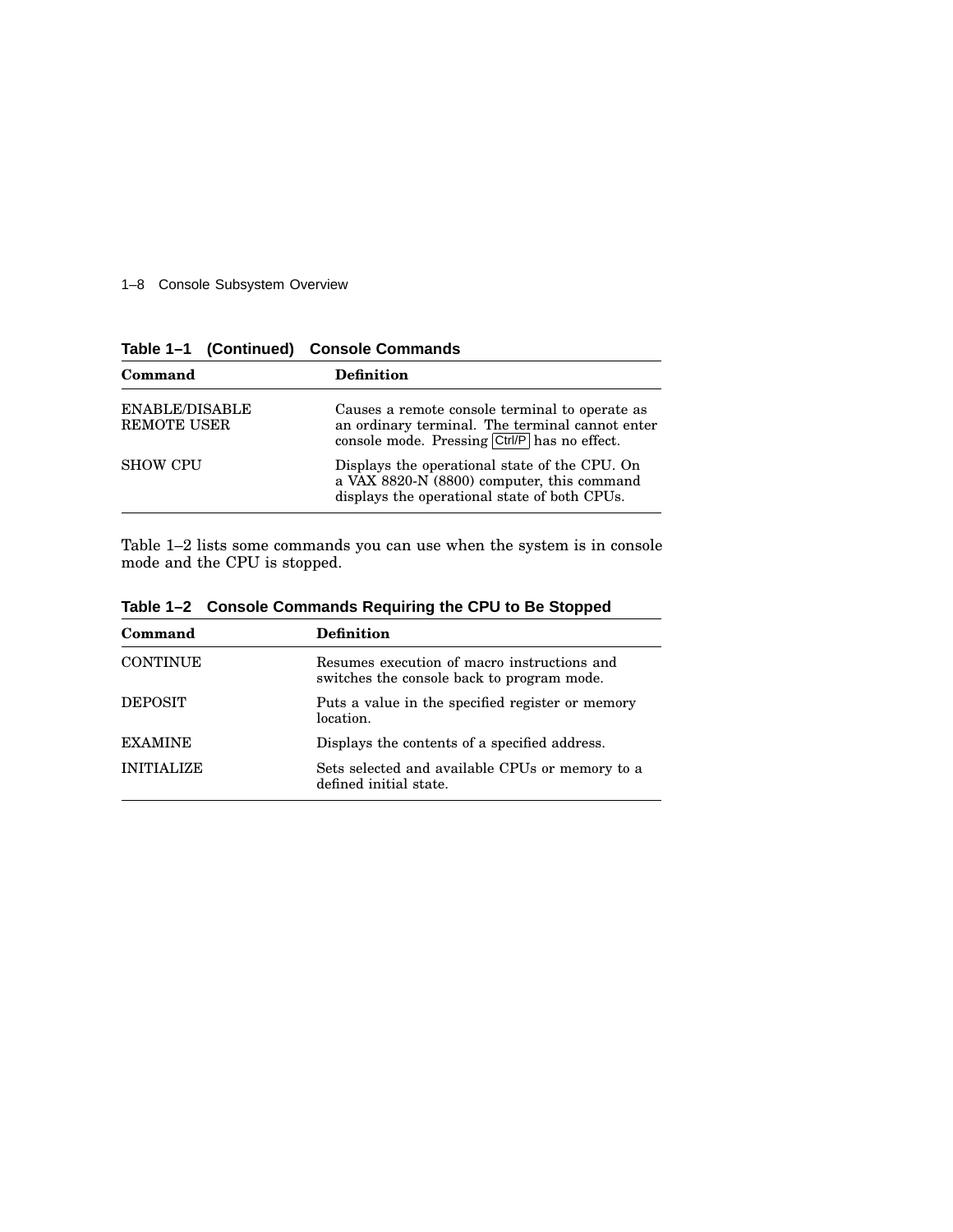**Table 1–1 (Continued) Console Commands**

| Command | Definition |
| --- | --- |
| ENABLE/DISABLE REMOTE USER | Causes a remote console terminal to operate as an ordinary terminal. The terminal cannot enter console mode. Pressing Ctrl/P has no effect. |
| SHOW CPU | Displays the operational state of the CPU. On a VAX 8820-N (8800) computer, this command displays the operational state of both CPUs. |

Table 1–2 lists some commands you can use when the system is in console mode and the CPU is stopped.

**Table 1–2 Console Commands Requiring the CPU to Be Stopped**

| Command | Definition |
| --- | --- |
| CONTINUE | Resumes execution of macro instructions and switches the console back to program mode. |
| DEPOSIT | Puts a value in the specified register or memory location. |
| EXAMINE | Displays the contents of a specified address. |
| INITIALIZE | Sets selected and available CPUs or memory to a defined initial state. |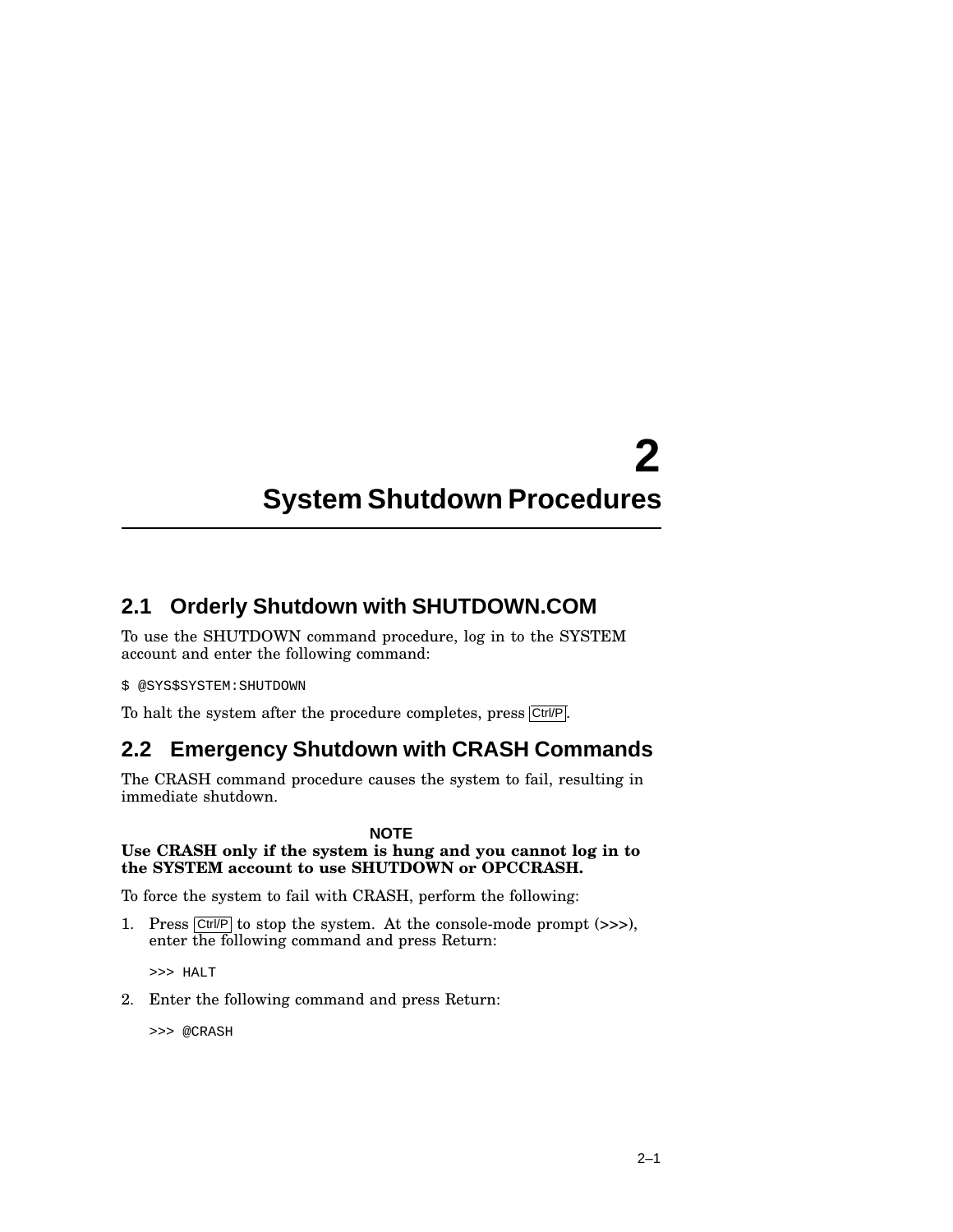# 2 System Shutdown Procedures

## 2.1 Orderly Shutdown with SHUTDOWN.COM

To use the SHUTDOWN command procedure, log in to the SYSTEM account and enter the following command:

```
$ @SYS$SYSTEM:SHUTDOWN
```

To halt the system after the procedure completes, press Ctrl/P.

## 2.2 Emergency Shutdown with CRASH Commands

The CRASH command procedure causes the system to fail, resulting in immediate shutdown.

**NOTE**

**Use CRASH only if the system is hung and you cannot log in to the SYSTEM account to use SHUTDOWN or OPCCRASH.**

To force the system to fail with CRASH, perform the following:

1. Press Ctrl/P to stop the system. At the console-mode prompt (>>>), enter the following command and press Return:

   ```
   >>> HALT
   ```

2. Enter the following command and press Return:

   ```
   >>> @CRASH
   ```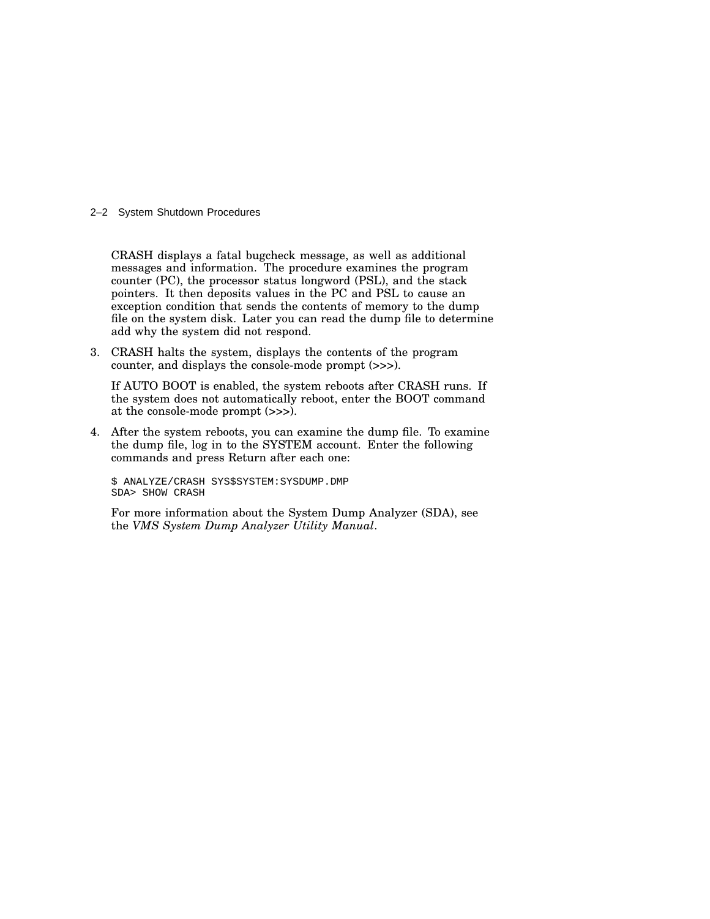CRASH displays a fatal bugcheck message, as well as additional messages and information. The procedure examines the program counter (PC), the processor status longword (PSL), and the stack pointers. It then deposits values in the PC and PSL to cause an exception condition that sends the contents of memory to the dump file on the system disk. Later you can read the dump file to determine add why the system did not respond.

3. CRASH halts the system, displays the contents of the program counter, and displays the console-mode prompt (>>>).

   If AUTO BOOT is enabled, the system reboots after CRASH runs. If the system does not automatically reboot, enter the BOOT command at the console-mode prompt (>>>).

4. After the system reboots, you can examine the dump file. To examine the dump file, log in to the SYSTEM account. Enter the following commands and press Return after each one:

   ```
   $ ANALYZE/CRASH SYS$SYSTEM:SYSDUMP.DMP
   SDA> SHOW CRASH
   ```

   For more information about the System Dump Analyzer (SDA), see the *VMS System Dump Analyzer Utility Manual*.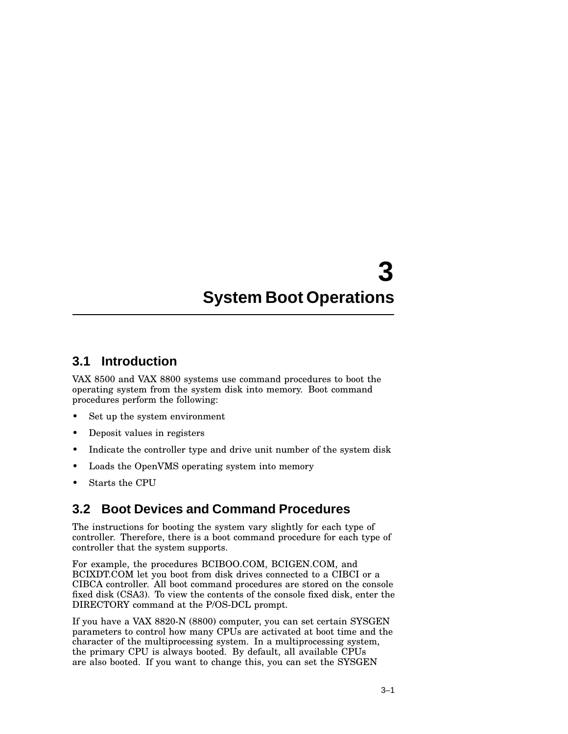# 3 System Boot Operations

## 3.1 Introduction

VAX 8500 and VAX 8800 systems use command procedures to boot the operating system from the system disk into memory. Boot command procedures perform the following:

- Set up the system environment
- Deposit values in registers
- Indicate the controller type and drive unit number of the system disk
- Loads the OpenVMS operating system into memory
- Starts the CPU

## 3.2 Boot Devices and Command Procedures

The instructions for booting the system vary slightly for each type of controller. Therefore, there is a boot command procedure for each type of controller that the system supports.

For example, the procedures BCIBOO.COM, BCIGEN.COM, and BCIXDT.COM let you boot from disk drives connected to a CIBCI or a CIBCA controller. All boot command procedures are stored on the console fixed disk (CSA3). To view the contents of the console fixed disk, enter the DIRECTORY command at the P/OS-DCL prompt.

If you have a VAX 8820-N (8800) computer, you can set certain SYSGEN parameters to control how many CPUs are activated at boot time and the character of the multiprocessing system. In a multiprocessing system, the primary CPU is always booted. By default, all available CPUs are also booted. If you want to change this, you can set the SYSGEN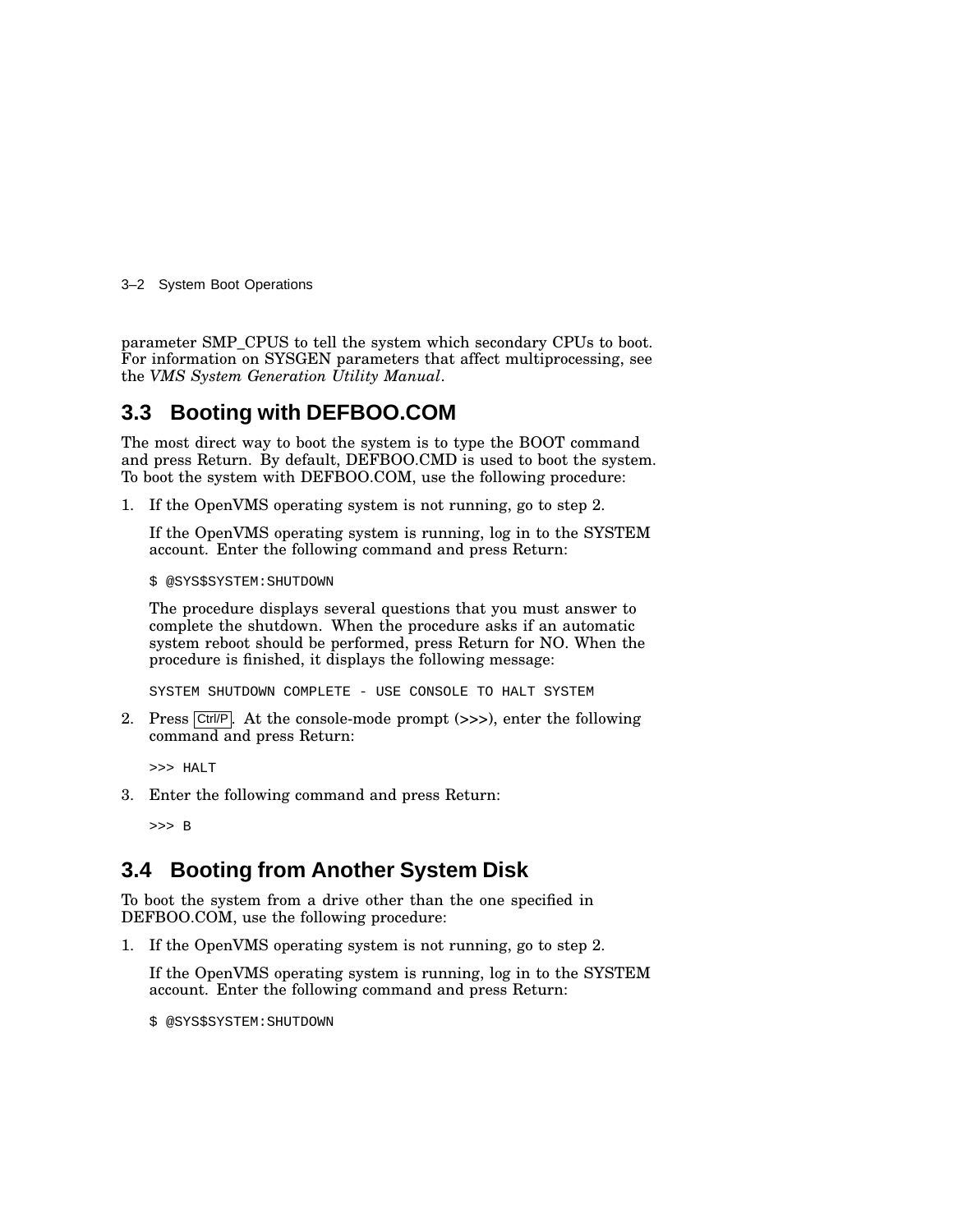parameter SMP_CPUS to tell the system which secondary CPUs to boot. For information on SYSGEN parameters that affect multiprocessing, see the *VMS System Generation Utility Manual*.

## 3.3 Booting with DEFBOO.COM

The most direct way to boot the system is to type the BOOT command and press Return. By default, DEFBOO.CMD is used to boot the system. To boot the system with DEFBOO.COM, use the following procedure:

1. If the OpenVMS operating system is not running, go to step 2.

   If the OpenVMS operating system is running, log in to the SYSTEM account. Enter the following command and press Return:

   ```
   $ @SYS$SYSTEM:SHUTDOWN
   ```

   The procedure displays several questions that you must answer to complete the shutdown. When the procedure asks if an automatic system reboot should be performed, press Return for NO. When the procedure is finished, it displays the following message:

   ```
   SYSTEM SHUTDOWN COMPLETE - USE CONSOLE TO HALT SYSTEM
   ```

2. Press Ctrl/P. At the console-mode prompt (>>>), enter the following command and press Return:

   ```
   >>> HALT
   ```

3. Enter the following command and press Return:

   ```
   >>> B
   ```

## 3.4 Booting from Another System Disk

To boot the system from a drive other than the one specified in DEFBOO.COM, use the following procedure:

1. If the OpenVMS operating system is not running, go to step 2.

   If the OpenVMS operating system is running, log in to the SYSTEM account. Enter the following command and press Return:

   ```
   $ @SYS$SYSTEM:SHUTDOWN
   ```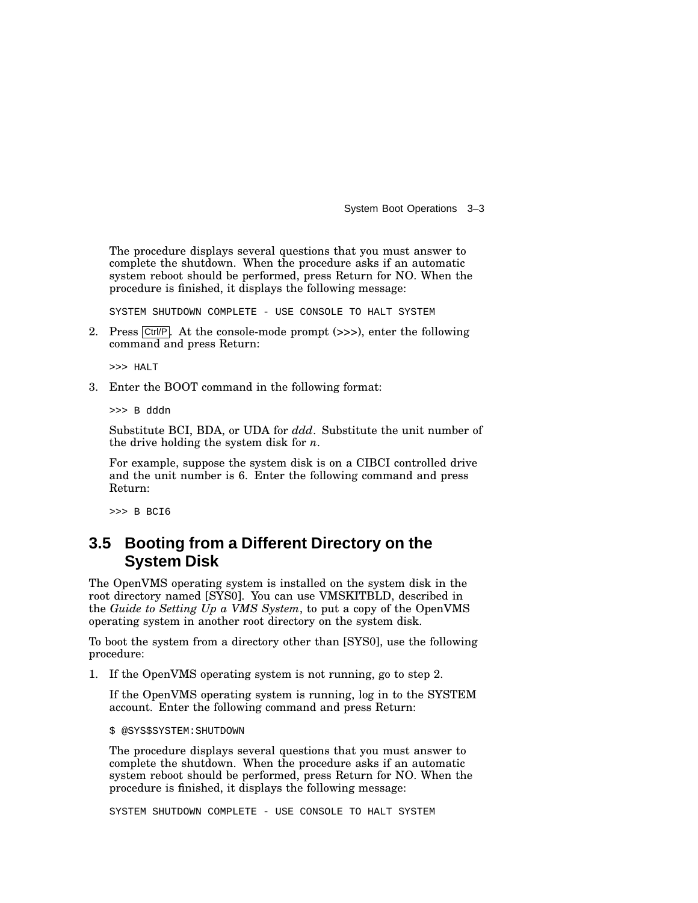The procedure displays several questions that you must answer to complete the shutdown. When the procedure asks if an automatic system reboot should be performed, press Return for NO. When the procedure is finished, it displays the following message:

```
SYSTEM SHUTDOWN COMPLETE - USE CONSOLE TO HALT SYSTEM
```

2. Press Ctrl/P. At the console-mode prompt (>>>), enter the following command and press Return:

   ```
   >>> HALT
   ```

3. Enter the BOOT command in the following format:

   ```
   >>> B dddn
   ```

   Substitute BCI, BDA, or UDA for *ddd*. Substitute the unit number of the drive holding the system disk for *n*.

   For example, suppose the system disk is on a CIBCI controlled drive and the unit number is 6. Enter the following command and press Return:

   ```
   >>> B BCI6
   ```

## 3.5 Booting from a Different Directory on the System Disk

The OpenVMS operating system is installed on the system disk in the root directory named [SYS0]. You can use VMSKITBLD, described in the *Guide to Setting Up a VMS System*, to put a copy of the OpenVMS operating system in another root directory on the system disk.

To boot the system from a directory other than [SYS0], use the following procedure:

1. If the OpenVMS operating system is not running, go to step 2.

   If the OpenVMS operating system is running, log in to the SYSTEM account. Enter the following command and press Return:

   ```
   $ @SYS$SYSTEM:SHUTDOWN
   ```

   The procedure displays several questions that you must answer to complete the shutdown. When the procedure asks if an automatic system reboot should be performed, press Return for NO. When the procedure is finished, it displays the following message:

   ```
   SYSTEM SHUTDOWN COMPLETE - USE CONSOLE TO HALT SYSTEM
   ```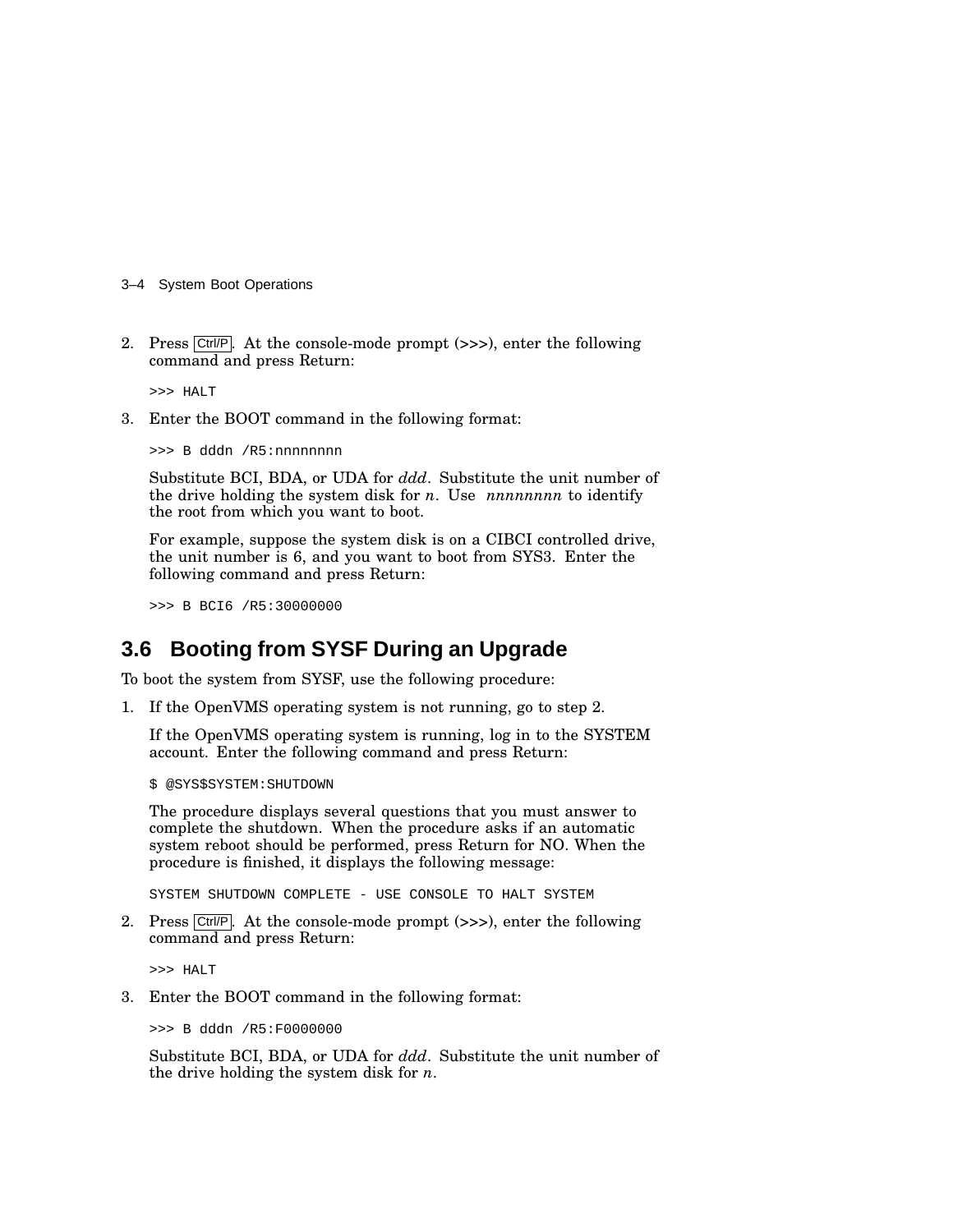2. Press Ctrl/P. At the console-mode prompt (>>>), enter the following command and press Return:

```
>>> HALT
```

3. Enter the BOOT command in the following format:

```
>>> B dddn /R5:nnnnnnnn
```

   Substitute BCI, BDA, or UDA for *ddd*. Substitute the unit number of the drive holding the system disk for *n*. Use *nnnnnnnn* to identify the root from which you want to boot.

   For example, suppose the system disk is on a CIBCI controlled drive, the unit number is 6, and you want to boot from SYS3. Enter the following command and press Return:

```
>>> B BCI6 /R5:30000000
```

## 3.6 Booting from SYSF During an Upgrade

To boot the system from SYSF, use the following procedure:

1. If the OpenVMS operating system is not running, go to step 2.

   If the OpenVMS operating system is running, log in to the SYSTEM account. Enter the following command and press Return:

```
$ @SYS$SYSTEM:SHUTDOWN
```

   The procedure displays several questions that you must answer to complete the shutdown. When the procedure asks if an automatic system reboot should be performed, press Return for NO. When the procedure is finished, it displays the following message:

```
SYSTEM SHUTDOWN COMPLETE - USE CONSOLE TO HALT SYSTEM
```

2. Press Ctrl/P. At the console-mode prompt (>>>), enter the following command and press Return:

```
>>> HALT
```

3. Enter the BOOT command in the following format:

```
>>> B dddn /R5:F0000000
```

   Substitute BCI, BDA, or UDA for *ddd*. Substitute the unit number of the drive holding the system disk for *n*.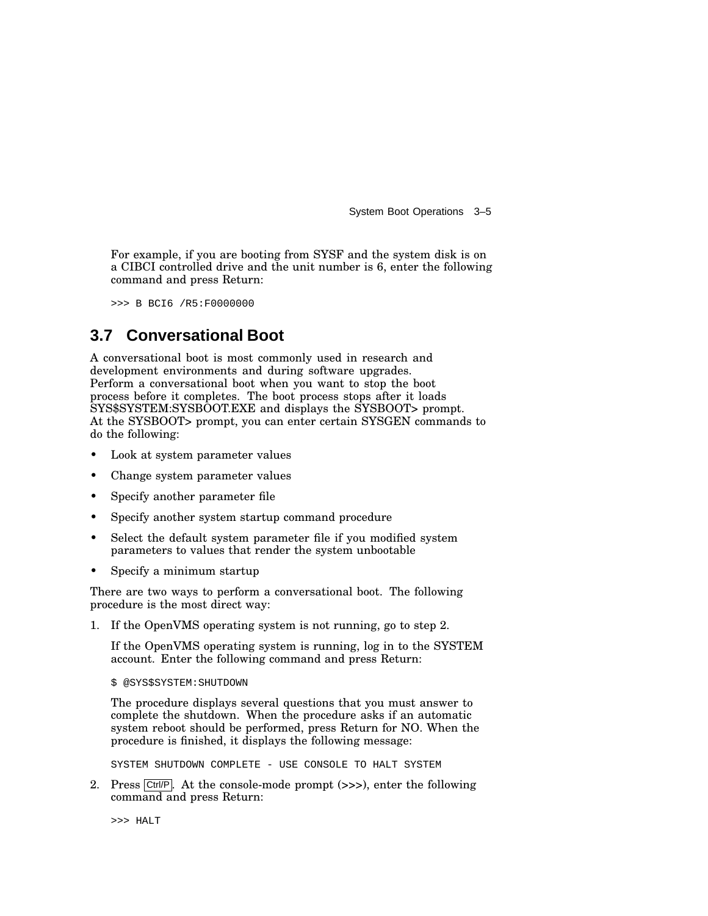For example, if you are booting from SYSF and the system disk is on a CIBCI controlled drive and the unit number is 6, enter the following command and press Return:

```
>>> B BCI6 /R5:F0000000
```

## 3.7 Conversational Boot

A conversational boot is most commonly used in research and development environments and during software upgrades. Perform a conversational boot when you want to stop the boot process before it completes. The boot process stops after it loads SYS$SYSTEM:SYSBOOT.EXE and displays the SYSBOOT> prompt. At the SYSBOOT> prompt, you can enter certain SYSGEN commands to do the following:

- Look at system parameter values
- Change system parameter values
- Specify another parameter file
- Specify another system startup command procedure
- Select the default system parameter file if you modified system parameters to values that render the system unbootable
- Specify a minimum startup

There are two ways to perform a conversational boot. The following procedure is the most direct way:

1. If the OpenVMS operating system is not running, go to step 2.

   If the OpenVMS operating system is running, log in to the SYSTEM account. Enter the following command and press Return:

   ```
   $ @SYS$SYSTEM:SHUTDOWN
   ```

   The procedure displays several questions that you must answer to complete the shutdown. When the procedure asks if an automatic system reboot should be performed, press Return for NO. When the procedure is finished, it displays the following message:

   ```
   SYSTEM SHUTDOWN COMPLETE - USE CONSOLE TO HALT SYSTEM
   ```

2. Press Ctrl/P. At the console-mode prompt (>>>), enter the following command and press Return:

   ```
   >>> HALT
   ```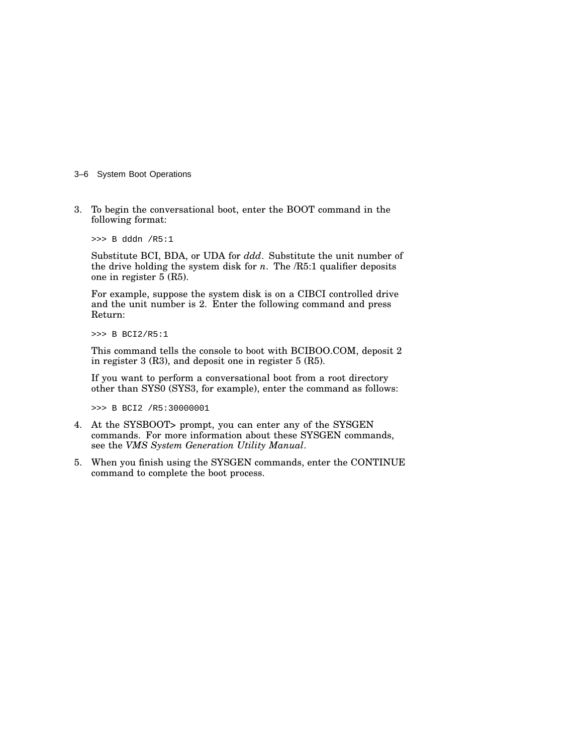3. To begin the conversational boot, enter the BOOT command in the following format:

   ```
   >>> B dddn /R5:1
   ```

   Substitute BCI, BDA, or UDA for *ddd*. Substitute the unit number of the drive holding the system disk for *n*. The /R5:1 qualifier deposits one in register 5 (R5).

   For example, suppose the system disk is on a CIBCI controlled drive and the unit number is 2. Enter the following command and press Return:

   ```
   >>> B BCI2/R5:1
   ```

   This command tells the console to boot with BCIBOO.COM, deposit 2 in register 3 (R3), and deposit one in register 5 (R5).

   If you want to perform a conversational boot from a root directory other than SYS0 (SYS3, for example), enter the command as follows:

   ```
   >>> B BCI2 /R5:30000001
   ```

4. At the SYSBOOT> prompt, you can enter any of the SYSGEN commands. For more information about these SYSGEN commands, see the *VMS System Generation Utility Manual*.

5. When you finish using the SYSGEN commands, enter the CONTINUE command to complete the boot process.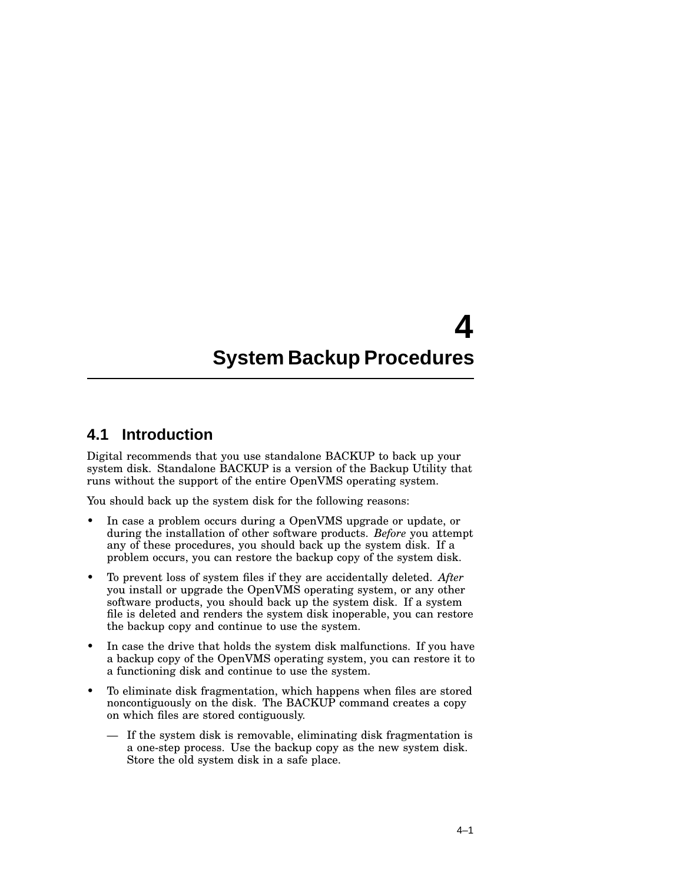# 4 System Backup Procedures

## 4.1 Introduction

Digital recommends that you use standalone BACKUP to back up your system disk. Standalone BACKUP is a version of the Backup Utility that runs without the support of the entire OpenVMS operating system.

You should back up the system disk for the following reasons:

- In case a problem occurs during a OpenVMS upgrade or update, or during the installation of other software products. *Before* you attempt any of these procedures, you should back up the system disk. If a problem occurs, you can restore the backup copy of the system disk.
- To prevent loss of system files if they are accidentally deleted. *After* you install or upgrade the OpenVMS operating system, or any other software products, you should back up the system disk. If a system file is deleted and renders the system disk inoperable, you can restore the backup copy and continue to use the system.
- In case the drive that holds the system disk malfunctions. If you have a backup copy of the OpenVMS operating system, you can restore it to a functioning disk and continue to use the system.
- To eliminate disk fragmentation, which happens when files are stored noncontiguously on the disk. The BACKUP command creates a copy on which files are stored contiguously.
  - If the system disk is removable, eliminating disk fragmentation is a one-step process. Use the backup copy as the new system disk. Store the old system disk in a safe place.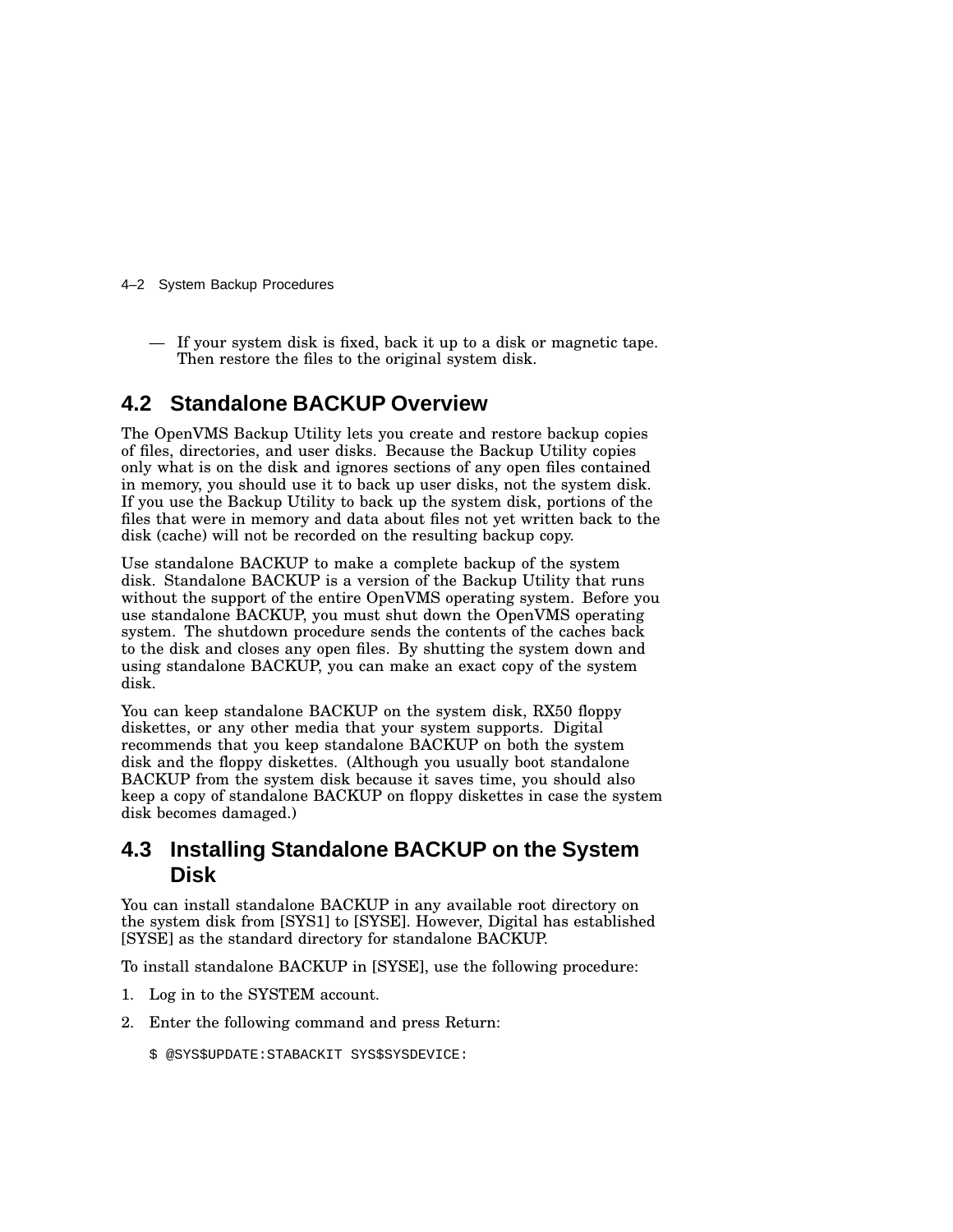— If your system disk is fixed, back it up to a disk or magnetic tape. Then restore the files to the original system disk.

## 4.2 Standalone BACKUP Overview

The OpenVMS Backup Utility lets you create and restore backup copies of files, directories, and user disks. Because the Backup Utility copies only what is on the disk and ignores sections of any open files contained in memory, you should use it to back up user disks, not the system disk. If you use the Backup Utility to back up the system disk, portions of the files that were in memory and data about files not yet written back to the disk (cache) will not be recorded on the resulting backup copy.

Use standalone BACKUP to make a complete backup of the system disk. Standalone BACKUP is a version of the Backup Utility that runs without the support of the entire OpenVMS operating system. Before you use standalone BACKUP, you must shut down the OpenVMS operating system. The shutdown procedure sends the contents of the caches back to the disk and closes any open files. By shutting the system down and using standalone BACKUP, you can make an exact copy of the system disk.

You can keep standalone BACKUP on the system disk, RX50 floppy diskettes, or any other media that your system supports. Digital recommends that you keep standalone BACKUP on both the system disk and the floppy diskettes. (Although you usually boot standalone BACKUP from the system disk because it saves time, you should also keep a copy of standalone BACKUP on floppy diskettes in case the system disk becomes damaged.)

## 4.3 Installing Standalone BACKUP on the System Disk

You can install standalone BACKUP in any available root directory on the system disk from [SYS1] to [SYSE]. However, Digital has established [SYSE] as the standard directory for standalone BACKUP.

To install standalone BACKUP in [SYSE], use the following procedure:

1. Log in to the SYSTEM account.
2. Enter the following command and press Return:

```
$ @SYS$UPDATE:STABACKIT SYS$SYSDEVICE:
```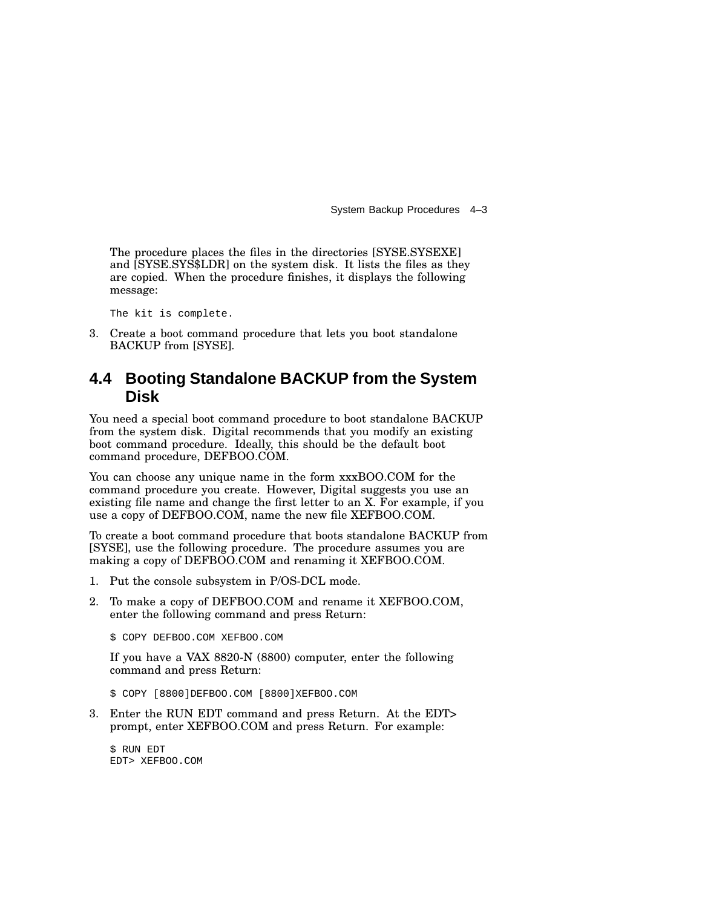The procedure places the files in the directories [SYSE.SYSEXE] and [SYSE.SYS$LDR] on the system disk. It lists the files as they are copied. When the procedure finishes, it displays the following message:

```
The kit is complete.
```

3. Create a boot command procedure that lets you boot standalone BACKUP from [SYSE].

## 4.4 Booting Standalone BACKUP from the System Disk

You need a special boot command procedure to boot standalone BACKUP from the system disk. Digital recommends that you modify an existing boot command procedure. Ideally, this should be the default boot command procedure, DEFBOO.COM.

You can choose any unique name in the form xxxBOO.COM for the command procedure you create. However, Digital suggests you use an existing file name and change the first letter to an X. For example, if you use a copy of DEFBOO.COM, name the new file XEFBOO.COM.

To create a boot command procedure that boots standalone BACKUP from [SYSE], use the following procedure. The procedure assumes you are making a copy of DEFBOO.COM and renaming it XEFBOO.COM.

1. Put the console subsystem in P/OS-DCL mode.
2. To make a copy of DEFBOO.COM and rename it XEFBOO.COM, enter the following command and press Return:

   ```
   $ COPY DEFBOO.COM XEFBOO.COM
   ```

   If you have a VAX 8820-N (8800) computer, enter the following command and press Return:

   ```
   $ COPY [8800]DEFBOO.COM [8800]XEFBOO.COM
   ```

3. Enter the RUN EDT command and press Return. At the EDT> prompt, enter XEFBOO.COM and press Return. For example:

   ```
   $ RUN EDT
   EDT> XEFBOO.COM
   ```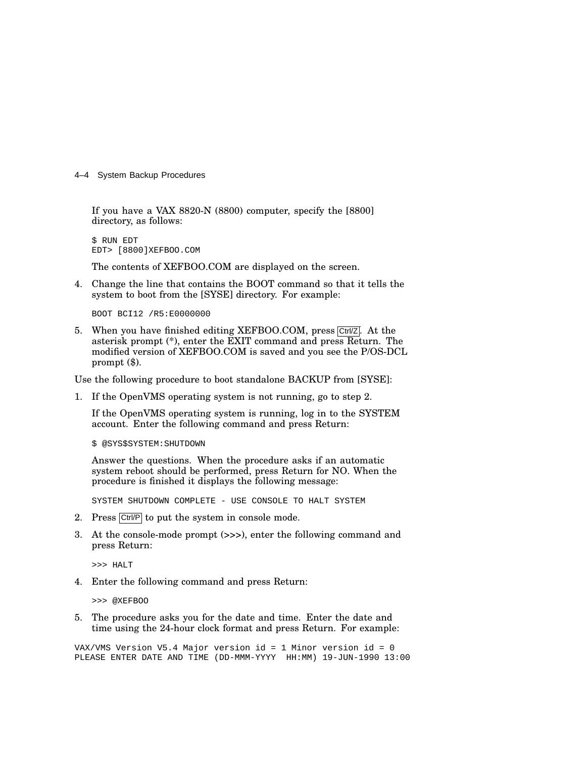If you have a VAX 8820-N (8800) computer, specify the [8800] directory, as follows:

```
$ RUN EDT
EDT> [8800]XEFBOO.COM
```

The contents of XEFBOO.COM are displayed on the screen.

4. Change the line that contains the BOOT command so that it tells the system to boot from the [SYSE] directory. For example:

```
BOOT BCI12 /R5:E0000000
```

5. When you have finished editing XEFBOO.COM, press Ctrl/Z. At the asterisk prompt (*), enter the EXIT command and press Return. The modified version of XEFBOO.COM is saved and you see the P/OS-DCL prompt ($).

Use the following procedure to boot standalone BACKUP from [SYSE]:

1. If the OpenVMS operating system is not running, go to step 2.

   If the OpenVMS operating system is running, log in to the SYSTEM account. Enter the following command and press Return:

   ```
   $ @SYS$SYSTEM:SHUTDOWN
   ```

   Answer the questions. When the procedure asks if an automatic system reboot should be performed, press Return for NO. When the procedure is finished it displays the following message:

   ```
   SYSTEM SHUTDOWN COMPLETE - USE CONSOLE TO HALT SYSTEM
   ```

2. Press Ctrl/P to put the system in console mode.
3. At the console-mode prompt (>>>), enter the following command and press Return:

   ```
   >>> HALT
   ```

4. Enter the following command and press Return:

   ```
   >>> @XEFBOO
   ```

5. The procedure asks you for the date and time. Enter the date and time using the 24-hour clock format and press Return. For example:

```
VAX/VMS Version V5.4 Major version id = 1 Minor version id = 0
PLEASE ENTER DATE AND TIME (DD-MMM-YYYY  HH:MM) 19-JUN-1990 13:00
```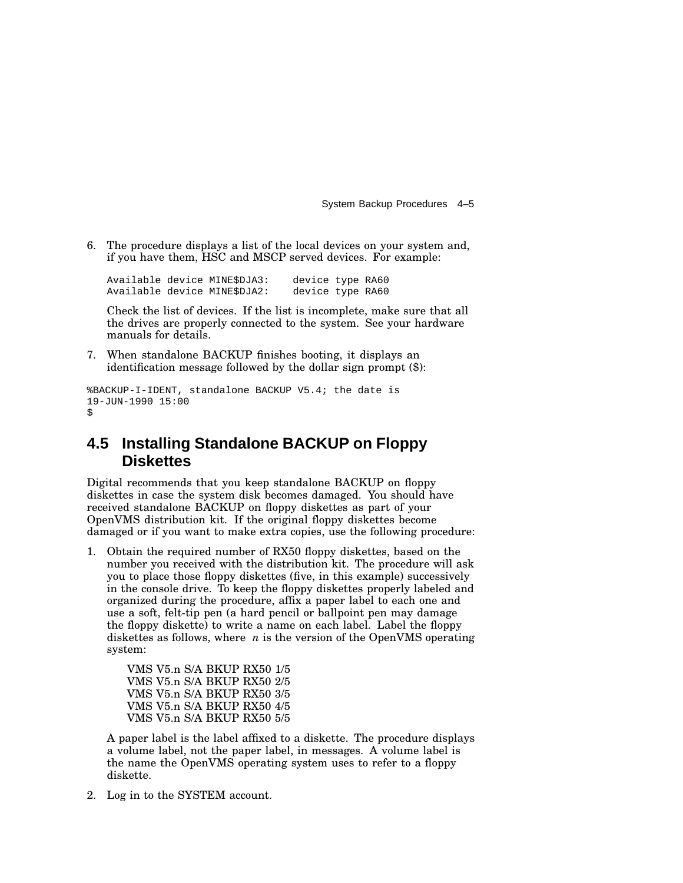6. The procedure displays a list of the local devices on your system and, if you have them, HSC and MSCP served devices. For example:

   ```
   Available device MINE$DJA3:    device type RA60
   Available device MINE$DJA2:    device type RA60
   ```

   Check the list of devices. If the list is incomplete, make sure that all the drives are properly connected to the system. See your hardware manuals for details.

7. When standalone BACKUP finishes booting, it displays an identification message followed by the dollar sign prompt ($):

```
%BACKUP-I-IDENT, standalone BACKUP V5.4; the date is
19-JUN-1990 15:00
$
```

## 4.5 Installing Standalone BACKUP on Floppy Diskettes

Digital recommends that you keep standalone BACKUP on floppy diskettes in case the system disk becomes damaged. You should have received standalone BACKUP on floppy diskettes as part of your OpenVMS distribution kit. If the original floppy diskettes become damaged or if you want to make extra copies, use the following procedure:

1. Obtain the required number of RX50 floppy diskettes, based on the number you received with the distribution kit. The procedure will ask you to place those floppy diskettes (five, in this example) successively in the console drive. To keep the floppy diskettes properly labeled and organized during the procedure, affix a paper label to each one and use a soft, felt-tip pen (a hard pencil or ballpoint pen may damage the floppy diskette) to write a name on each label. Label the floppy diskettes as follows, where *n* is the version of the OpenVMS operating system:

   VMS V5.n S/A BKUP RX50 1/5  
   VMS V5.n S/A BKUP RX50 2/5  
   VMS V5.n S/A BKUP RX50 3/5  
   VMS V5.n S/A BKUP RX50 4/5  
   VMS V5.n S/A BKUP RX50 5/5

   A paper label is the label affixed to a diskette. The procedure displays a volume label, not the paper label, in messages. A volume label is the name the OpenVMS operating system uses to refer to a floppy diskette.

2. Log in to the SYSTEM account.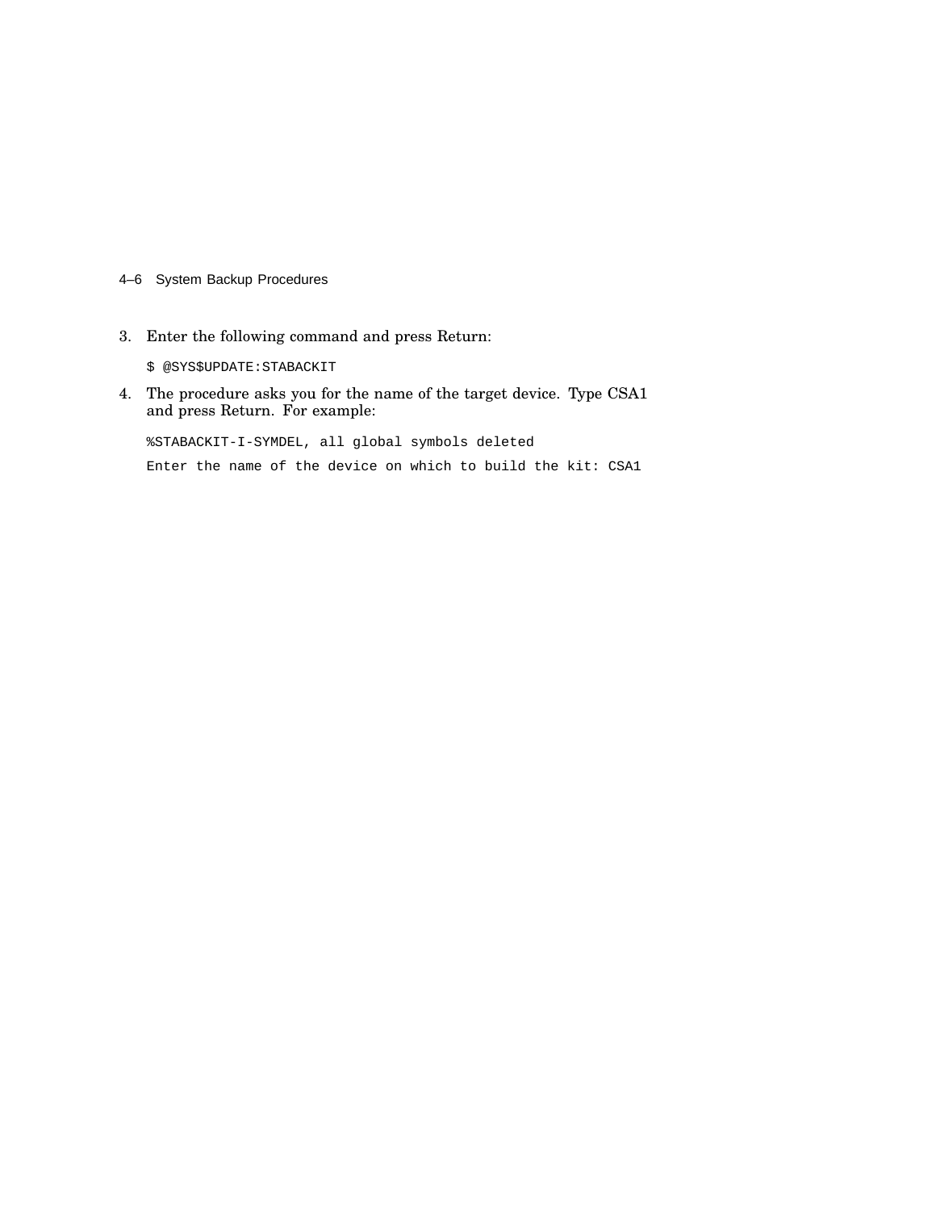3. Enter the following command and press Return:

```
$ @SYS$UPDATE:STABACKIT
```

4. The procedure asks you for the name of the target device. Type CSA1 and press Return. For example:

```
%STABACKIT-I-SYMDEL, all global symbols deleted

Enter the name of the device on which to build the kit: CSA1
```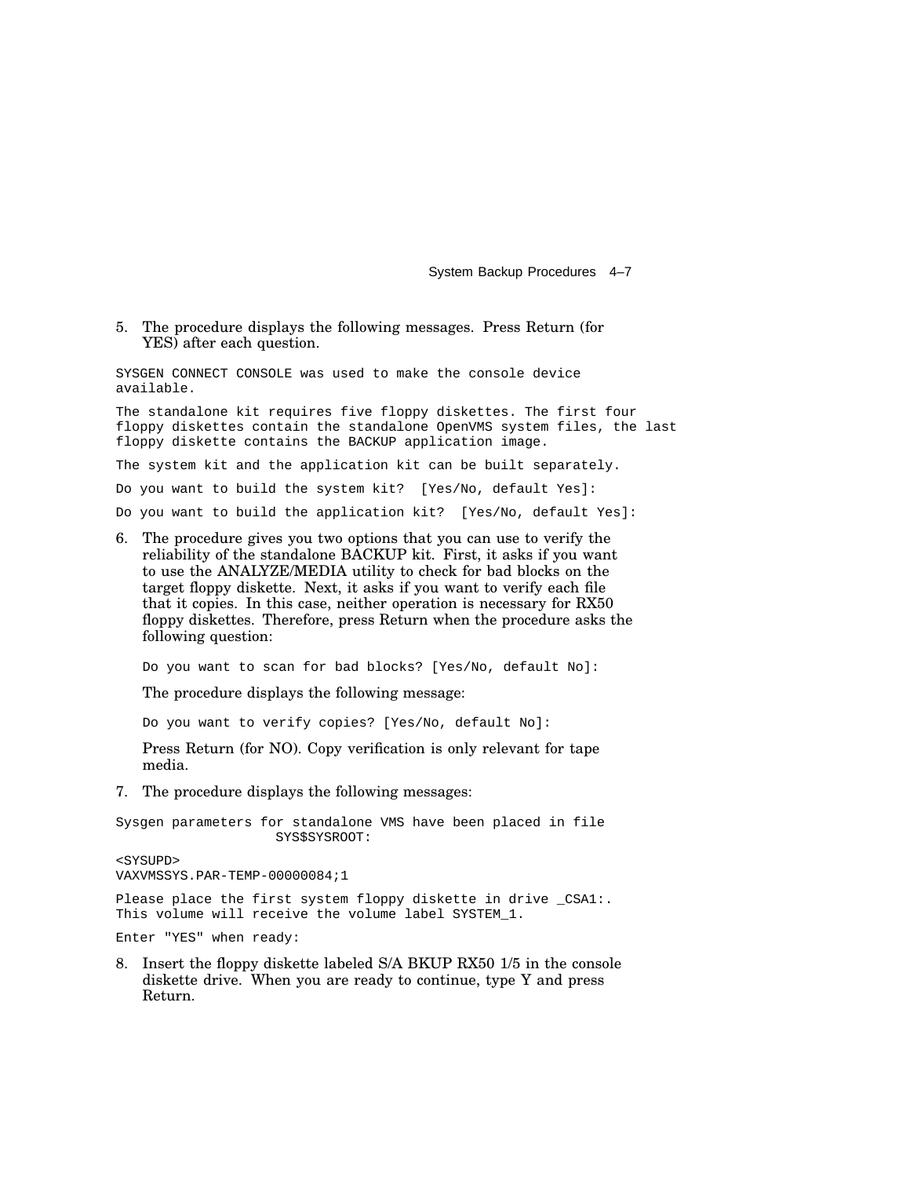5. The procedure displays the following messages. Press Return (for YES) after each question.

```
SYSGEN CONNECT CONSOLE was used to make the console device
available.

The standalone kit requires five floppy diskettes. The first four
floppy diskettes contain the standalone OpenVMS system files, the last
floppy diskette contains the BACKUP application image.

The system kit and the application kit can be built separately.

Do you want to build the system kit?  [Yes/No, default Yes]:

Do you want to build the application kit?  [Yes/No, default Yes]:
```

6. The procedure gives you two options that you can use to verify the reliability of the standalone BACKUP kit. First, it asks if you want to use the ANALYZE/MEDIA utility to check for bad blocks on the target floppy diskette. Next, it asks if you want to verify each file that it copies. In this case, neither operation is necessary for RX50 floppy diskettes. Therefore, press Return when the procedure asks the following question:

   ```
   Do you want to scan for bad blocks? [Yes/No, default No]:
   ```

   The procedure displays the following message:

   ```
   Do you want to verify copies? [Yes/No, default No]:
   ```

   Press Return (for NO). Copy verification is only relevant for tape media.

7. The procedure displays the following messages:

```
Sysgen parameters for standalone VMS have been placed in file
                    SYS$SYSROOT:

<SYSUPD>
VAXVMSSYS.PAR-TEMP-00000084;1

Please place the first system floppy diskette in drive _CSA1:.
This volume will receive the volume label SYSTEM_1.

Enter "YES" when ready:
```

8. Insert the floppy diskette labeled S/A BKUP RX50 1/5 in the console diskette drive. When you are ready to continue, type Y and press Return.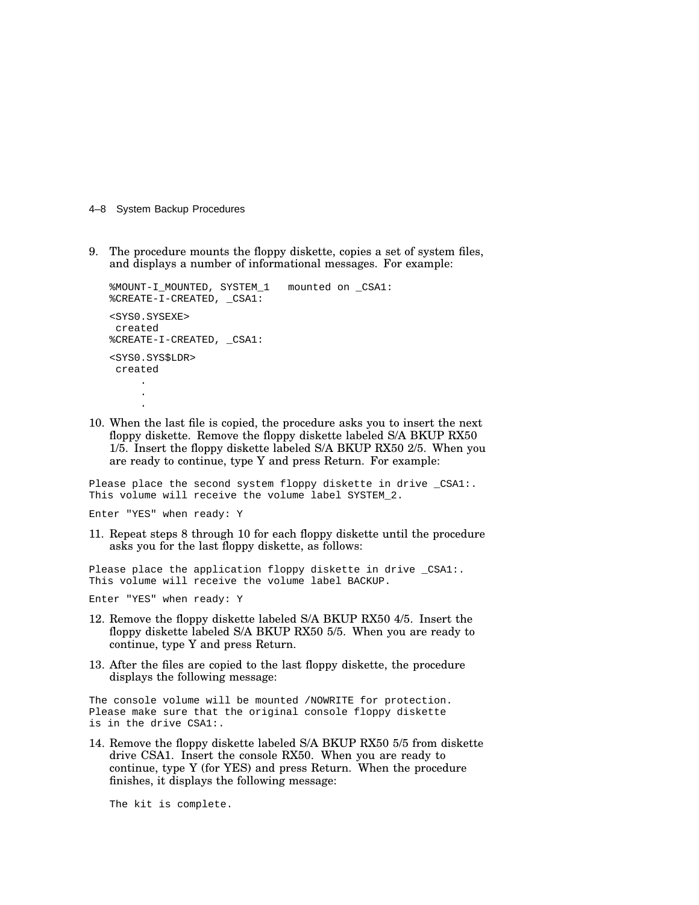9. The procedure mounts the floppy diskette, copies a set of system files, and displays a number of informational messages. For example:

```
%MOUNT-I_MOUNTED, SYSTEM_1   mounted on _CSA1:
%CREATE-I-CREATED, _CSA1:
<SYS0.SYSEXE>
 created
%CREATE-I-CREATED, _CSA1:
<SYS0.SYS$LDR>
 created
     .
     .
     .
```

10. When the last file is copied, the procedure asks you to insert the next floppy diskette. Remove the floppy diskette labeled S/A BKUP RX50 1/5. Insert the floppy diskette labeled S/A BKUP RX50 2/5. When you are ready to continue, type Y and press Return. For example:

```
Please place the second system floppy diskette in drive _CSA1:.
This volume will receive the volume label SYSTEM_2.

Enter "YES" when ready: Y
```

11. Repeat steps 8 through 10 for each floppy diskette until the procedure asks you for the last floppy diskette, as follows:

```
Please place the application floppy diskette in drive _CSA1:.
This volume will receive the volume label BACKUP.

Enter "YES" when ready: Y
```

12. Remove the floppy diskette labeled S/A BKUP RX50 4/5. Insert the floppy diskette labeled S/A BKUP RX50 5/5. When you are ready to continue, type Y and press Return.

13. After the files are copied to the last floppy diskette, the procedure displays the following message:

```
The console volume will be mounted /NOWRITE for protection.
Please make sure that the original console floppy diskette
is in the drive CSA1:.
```

14. Remove the floppy diskette labeled S/A BKUP RX50 5/5 from diskette drive CSA1. Insert the console RX50. When you are ready to continue, type Y (for YES) and press Return. When the procedure finishes, it displays the following message:

```
The kit is complete.
```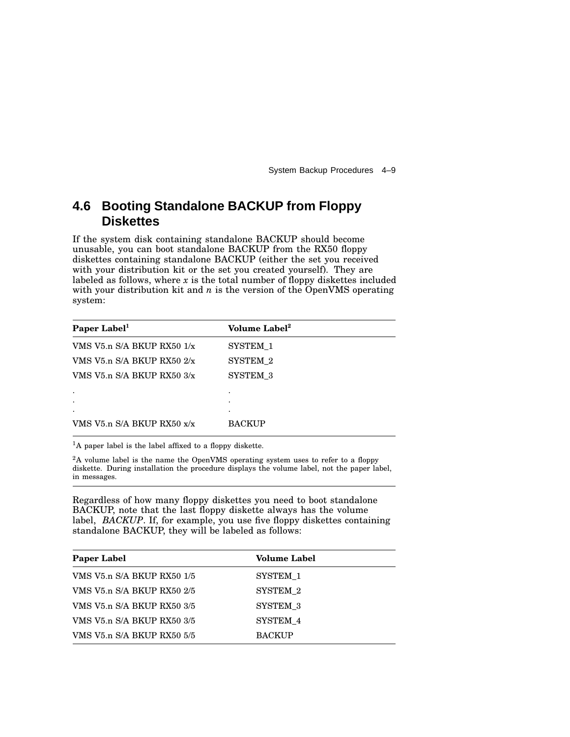## 4.6 Booting Standalone BACKUP from Floppy Diskettes

If the system disk containing standalone BACKUP should become unusable, you can boot standalone BACKUP from the RX50 floppy diskettes containing standalone BACKUP (either the set you received with your distribution kit or the set you created yourself). They are labeled as follows, where *x* is the total number of floppy diskettes included with your distribution kit and *n* is the version of the OpenVMS operating system:

| Paper Label[1] | Volume Label[2] |
|---|---|
| VMS V5.n S/A BKUP RX50 1/x | SYSTEM_1 |
| VMS V5.n S/A BKUP RX50 2/x | SYSTEM_2 |
| VMS V5.n S/A BKUP RX50 3/x | SYSTEM_3 |
| . | . |
| . | . |
| . | . |
| VMS V5.n S/A BKUP RX50 x/x | BACKUP |

[1]A paper label is the label affixed to a floppy diskette.

[2]A volume label is the name the OpenVMS operating system uses to refer to a floppy diskette. During installation the procedure displays the volume label, not the paper label, in messages.

Regardless of how many floppy diskettes you need to boot standalone BACKUP, note that the last floppy diskette always has the volume label, *BACKUP*. If, for example, you use five floppy diskettes containing standalone BACKUP, they will be labeled as follows:

| Paper Label | Volume Label |
|---|---|
| VMS V5.n S/A BKUP RX50 1/5 | SYSTEM_1 |
| VMS V5.n S/A BKUP RX50 2/5 | SYSTEM_2 |
| VMS V5.n S/A BKUP RX50 3/5 | SYSTEM_3 |
| VMS V5.n S/A BKUP RX50 3/5 | SYSTEM_4 |
| VMS V5.n S/A BKUP RX50 5/5 | BACKUP |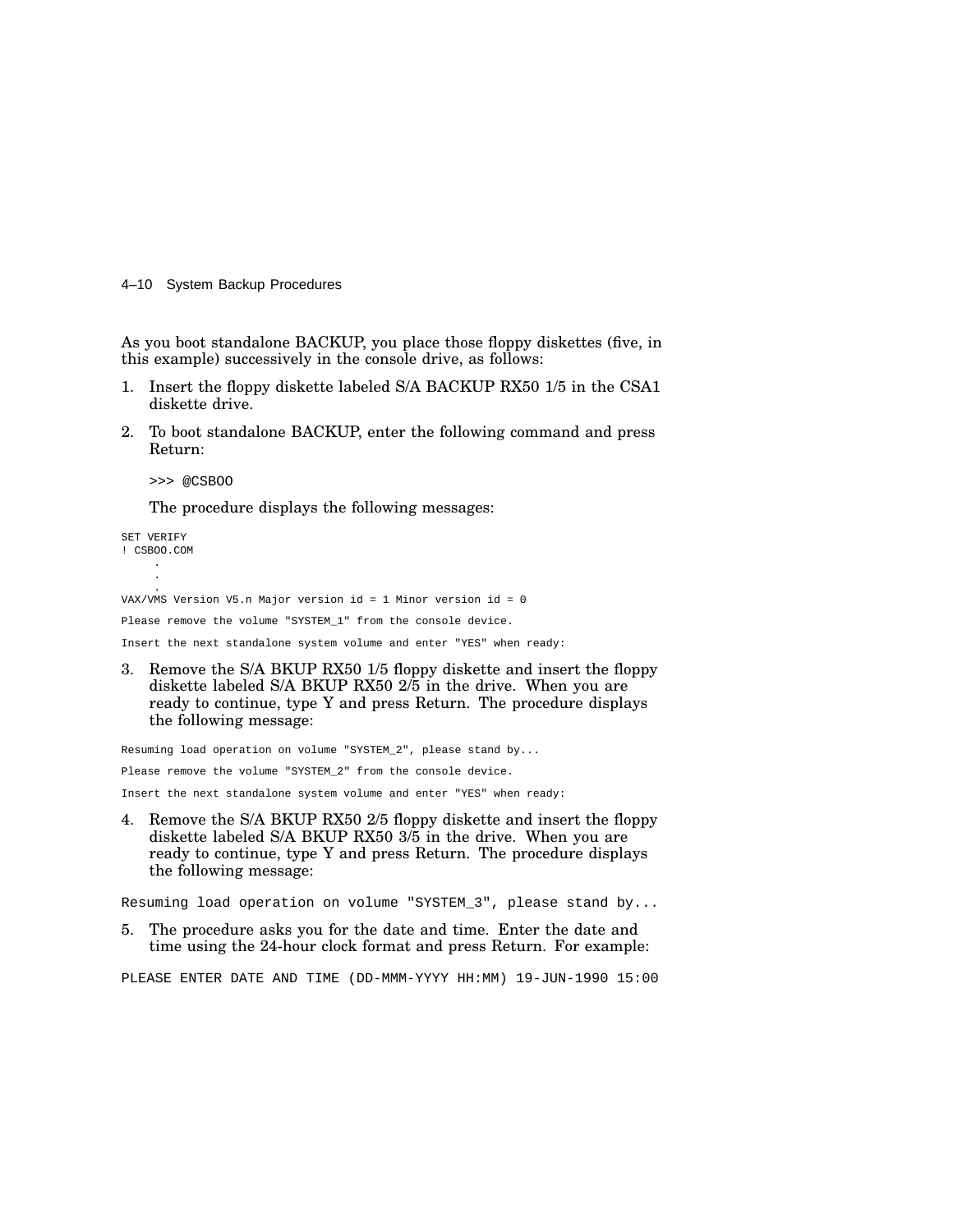As you boot standalone BACKUP, you place those floppy diskettes (five, in this example) successively in the console drive, as follows:

1. Insert the floppy diskette labeled S/A BACKUP RX50 1/5 in the CSA1 diskette drive.
2. To boot standalone BACKUP, enter the following command and press Return:

   ```
   >>> @CSBOO
   ```

   The procedure displays the following messages:

```
SET VERIFY
! CSBOO.COM
     .
     .
     .
VAX/VMS Version V5.n Major version id = 1 Minor version id = 0
Please remove the volume "SYSTEM_1" from the console device.
Insert the next standalone system volume and enter "YES" when ready:
```

3. Remove the S/A BKUP RX50 1/5 floppy diskette and insert the floppy diskette labeled S/A BKUP RX50 2/5 in the drive. When you are ready to continue, type Y and press Return. The procedure displays the following message:

```
Resuming load operation on volume "SYSTEM_2", please stand by...
Please remove the volume "SYSTEM_2" from the console device.
Insert the next standalone system volume and enter "YES" when ready:
```

4. Remove the S/A BKUP RX50 2/5 floppy diskette and insert the floppy diskette labeled S/A BKUP RX50 3/5 in the drive. When you are ready to continue, type Y and press Return. The procedure displays the following message:

```
Resuming load operation on volume "SYSTEM_3", please stand by...
```

5. The procedure asks you for the date and time. Enter the date and time using the 24-hour clock format and press Return. For example:

```
PLEASE ENTER DATE AND TIME (DD-MMM-YYYY HH:MM) 19-JUN-1990 15:00
```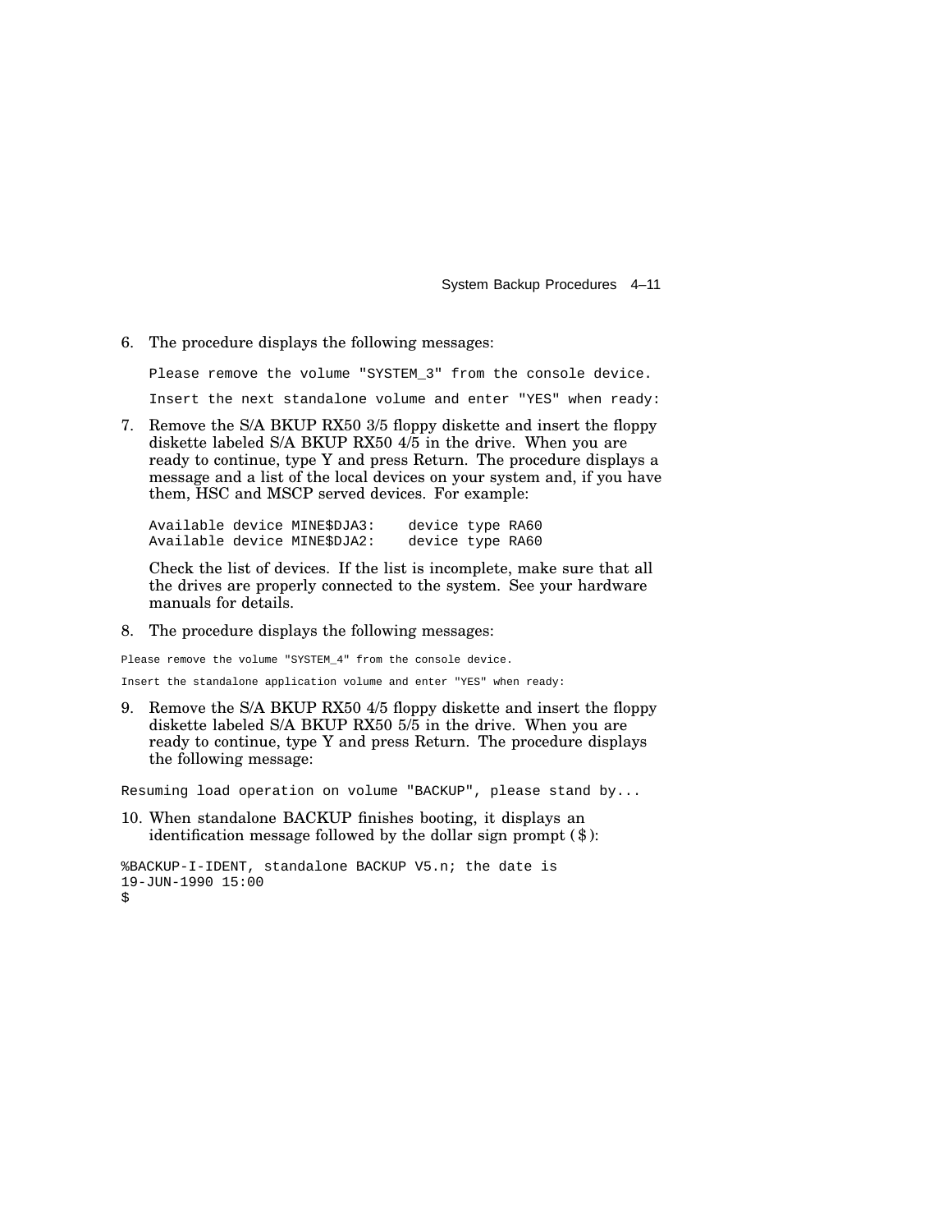6. The procedure displays the following messages:

   ```
   Please remove the volume "SYSTEM_3" from the console device.
   
   Insert the next standalone volume and enter "YES" when ready:
   ```

7. Remove the S/A BKUP RX50 3/5 floppy diskette and insert the floppy diskette labeled S/A BKUP RX50 4/5 in the drive. When you are ready to continue, type Y and press Return. The procedure displays a message and a list of the local devices on your system and, if you have them, HSC and MSCP served devices. For example:

   ```
   Available device MINE$DJA3:    device type RA60
   Available device MINE$DJA2:    device type RA60
   ```

   Check the list of devices. If the list is incomplete, make sure that all the drives are properly connected to the system. See your hardware manuals for details.

8. The procedure displays the following messages:

```
Please remove the volume "SYSTEM_4" from the console device.

Insert the standalone application volume and enter "YES" when ready:
```

9. Remove the S/A BKUP RX50 4/5 floppy diskette and insert the floppy diskette labeled S/A BKUP RX50 5/5 in the drive. When you are ready to continue, type Y and press Return. The procedure displays the following message:

```
Resuming load operation on volume "BACKUP", please stand by...
```

10. When standalone BACKUP finishes booting, it displays an identification message followed by the dollar sign prompt ($):

```
%BACKUP-I-IDENT, standalone BACKUP V5.n; the date is
19-JUN-1990 15:00
$
```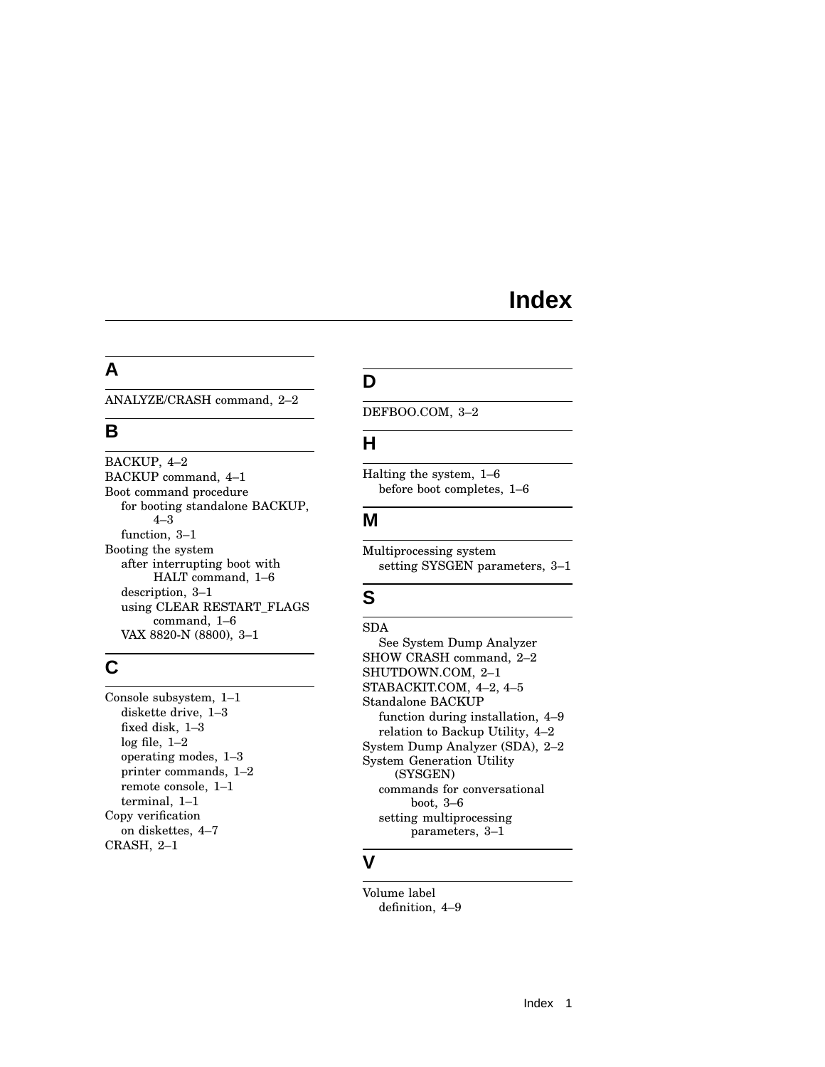# Index

## A

ANALYZE/CRASH command, 2–2

## B

BACKUP, 4–2
BACKUP command, 4–1
Boot command procedure
  for booting standalone BACKUP, 4–3
  function, 3–1
Booting the system
  after interrupting boot with HALT command, 1–6
  description, 3–1
  using CLEAR RESTART_FLAGS command, 1–6
  VAX 8820-N (8800), 3–1

## C

Console subsystem, 1–1
  diskette drive, 1–3
  fixed disk, 1–3
  log file, 1–2
  operating modes, 1–3
  printer commands, 1–2
  remote console, 1–1
  terminal, 1–1
Copy verification
  on diskettes, 4–7
CRASH, 2–1

## D

DEFBOO.COM, 3–2

## H

Halting the system, 1–6
  before boot completes, 1–6

## M

Multiprocessing system
  setting SYSGEN parameters, 3–1

## S

SDA
  See System Dump Analyzer
SHOW CRASH command, 2–2
SHUTDOWN.COM, 2–1
STABACKIT.COM, 4–2, 4–5
Standalone BACKUP
  function during installation, 4–9
  relation to Backup Utility, 4–2
System Dump Analyzer (SDA), 2–2
System Generation Utility (SYSGEN)
  commands for conversational boot, 3–6
  setting multiprocessing parameters, 3–1

## V

Volume label
  definition, 4–9